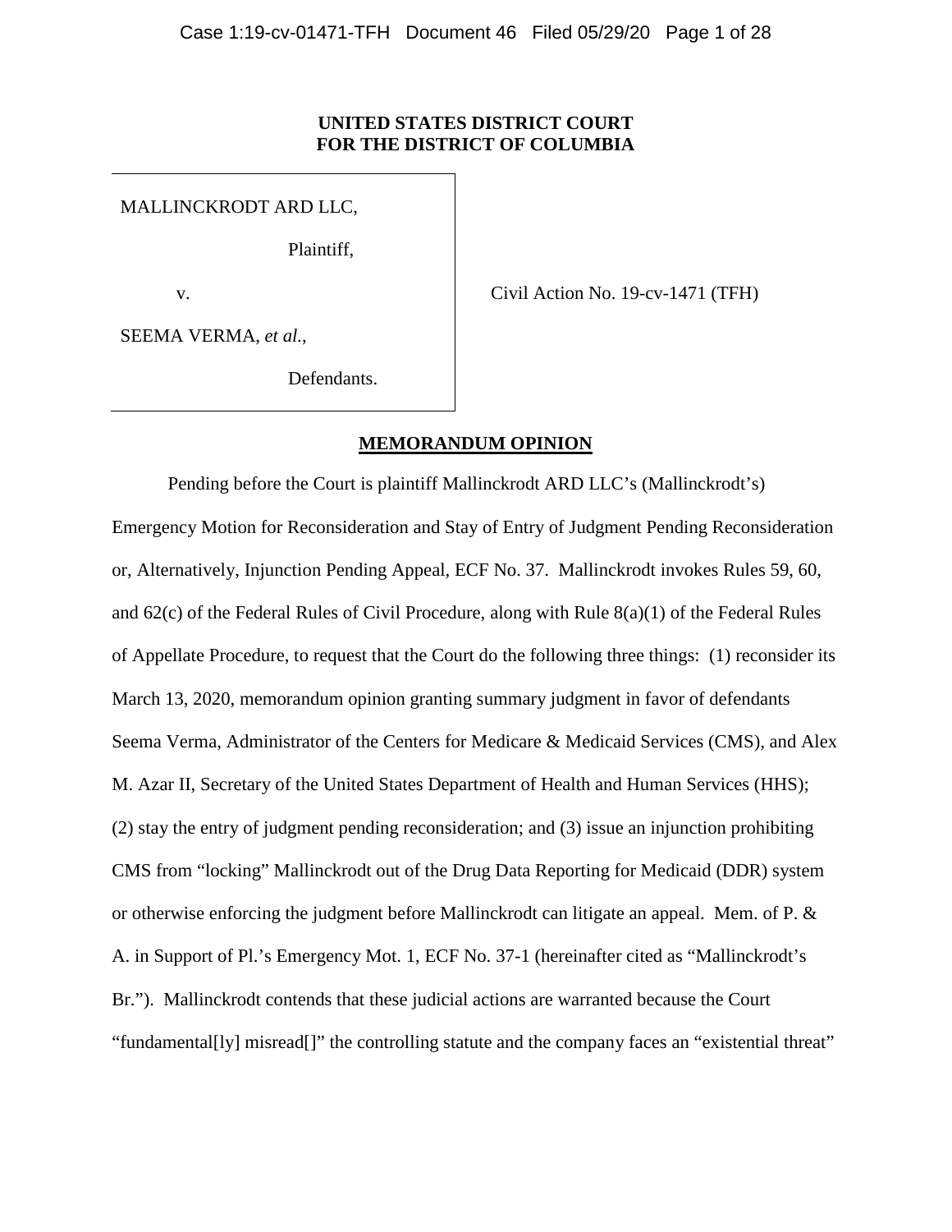**UNITED STATES DISTRICT COURT**
**FOR THE DISTRICT OF COLUMBIA**

MALLINCKRODT ARD LLC,

Plaintiff,

v.

SEEMA VERMA, *et al.*,

Defendants.

Civil Action No. 19-cv-1471 (TFH)

## MEMORANDUM OPINION

Pending before the Court is plaintiff Mallinckrodt ARD LLC's (Mallinckrodt's) Emergency Motion for Reconsideration and Stay of Entry of Judgment Pending Reconsideration or, Alternatively, Injunction Pending Appeal, ECF No. 37. Mallinckrodt invokes Rules 59, 60, and 62(c) of the Federal Rules of Civil Procedure, along with Rule 8(a)(1) of the Federal Rules of Appellate Procedure, to request that the Court do the following three things: (1) reconsider its March 13, 2020, memorandum opinion granting summary judgment in favor of defendants Seema Verma, Administrator of the Centers for Medicare & Medicaid Services (CMS), and Alex M. Azar II, Secretary of the United States Department of Health and Human Services (HHS); (2) stay the entry of judgment pending reconsideration; and (3) issue an injunction prohibiting CMS from "locking" Mallinckrodt out of the Drug Data Reporting for Medicaid (DDR) system or otherwise enforcing the judgment before Mallinckrodt can litigate an appeal. Mem. of P. & A. in Support of Pl.'s Emergency Mot. 1, ECF No. 37-1 (hereinafter cited as "Mallinckrodt's Br."). Mallinckrodt contends that these judicial actions are warranted because the Court "fundamental[ly] misread[]" the controlling statute and the company faces an "existential threat"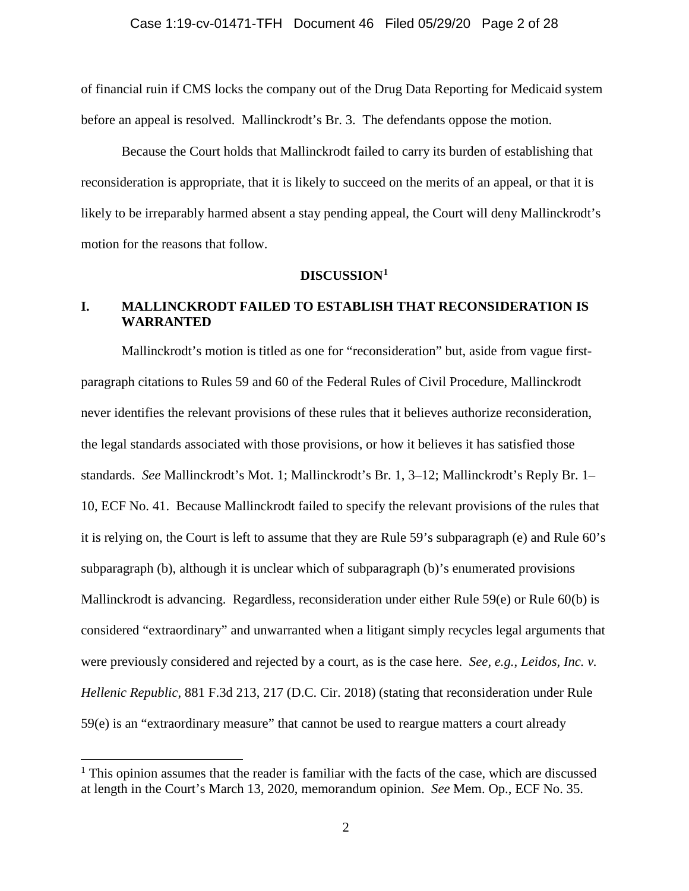of financial ruin if CMS locks the company out of the Drug Data Reporting for Medicaid system before an appeal is resolved. Mallinckrodt's Br. 3. The defendants oppose the motion.

Because the Court holds that Mallinckrodt failed to carry its burden of establishing that reconsideration is appropriate, that it is likely to succeed on the merits of an appeal, or that it is likely to be irreparably harmed absent a stay pending appeal, the Court will deny Mallinckrodt's motion for the reasons that follow.

## DISCUSSION[1]

### I. MALLINCKRODT FAILED TO ESTABLISH THAT RECONSIDERATION IS WARRANTED

Mallinckrodt's motion is titled as one for "reconsideration" but, aside from vague first-paragraph citations to Rules 59 and 60 of the Federal Rules of Civil Procedure, Mallinckrodt never identifies the relevant provisions of these rules that it believes authorize reconsideration, the legal standards associated with those provisions, or how it believes it has satisfied those standards. *See* Mallinckrodt's Mot. 1; Mallinckrodt's Br. 1, 3–12; Mallinckrodt's Reply Br. 1–10, ECF No. 41. Because Mallinckrodt failed to specify the relevant provisions of the rules that it is relying on, the Court is left to assume that they are Rule 59's subparagraph (e) and Rule 60's subparagraph (b), although it is unclear which of subparagraph (b)'s enumerated provisions Mallinckrodt is advancing. Regardless, reconsideration under either Rule 59(e) or Rule 60(b) is considered "extraordinary" and unwarranted when a litigant simply recycles legal arguments that were previously considered and rejected by a court, as is the case here. *See, e.g.*, *Leidos, Inc. v. Hellenic Republic*, 881 F.3d 213, 217 (D.C. Cir. 2018) (stating that reconsideration under Rule 59(e) is an "extraordinary measure" that cannot be used to reargue matters a court already

[1] This opinion assumes that the reader is familiar with the facts of the case, which are discussed at length in the Court's March 13, 2020, memorandum opinion. *See* Mem. Op., ECF No. 35.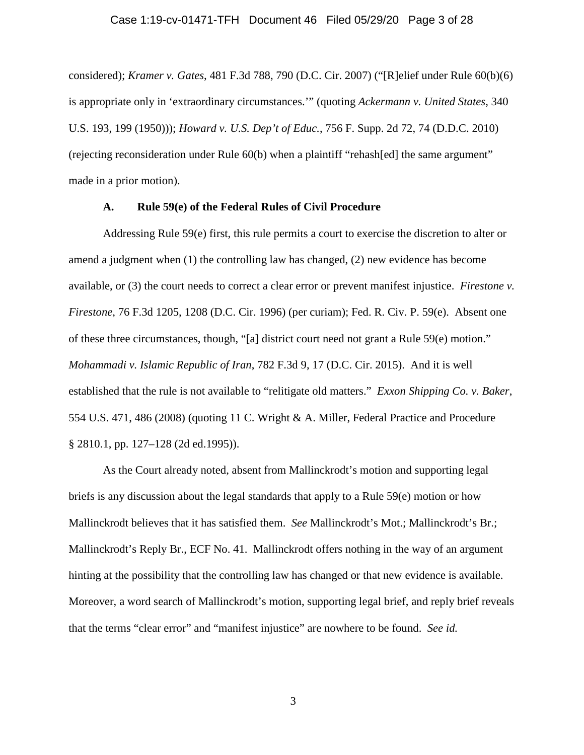considered); *Kramer v. Gates*, 481 F.3d 788, 790 (D.C. Cir. 2007) ("[R]elief under Rule 60(b)(6) is appropriate only in 'extraordinary circumstances.'" (quoting *Ackermann v. United States*, 340 U.S. 193, 199 (1950))); *Howard v. U.S. Dep't of Educ.*, 756 F. Supp. 2d 72, 74 (D.D.C. 2010) (rejecting reconsideration under Rule 60(b) when a plaintiff "rehash[ed] the same argument" made in a prior motion).

### A. Rule 59(e) of the Federal Rules of Civil Procedure

Addressing Rule 59(e) first, this rule permits a court to exercise the discretion to alter or amend a judgment when (1) the controlling law has changed, (2) new evidence has become available, or (3) the court needs to correct a clear error or prevent manifest injustice. *Firestone v. Firestone*, 76 F.3d 1205, 1208 (D.C. Cir. 1996) (per curiam); Fed. R. Civ. P. 59(e). Absent one of these three circumstances, though, "[a] district court need not grant a Rule 59(e) motion." *Mohammadi v. Islamic Republic of Iran*, 782 F.3d 9, 17 (D.C. Cir. 2015). And it is well established that the rule is not available to "relitigate old matters." *Exxon Shipping Co. v. Baker*, 554 U.S. 471, 486 (2008) (quoting 11 C. Wright & A. Miller, Federal Practice and Procedure § 2810.1, pp. 127–128 (2d ed.1995)).

As the Court already noted, absent from Mallinckrodt's motion and supporting legal briefs is any discussion about the legal standards that apply to a Rule 59(e) motion or how Mallinckrodt believes that it has satisfied them. *See* Mallinckrodt's Mot.; Mallinckrodt's Br.; Mallinckrodt's Reply Br., ECF No. 41. Mallinckrodt offers nothing in the way of an argument hinting at the possibility that the controlling law has changed or that new evidence is available. Moreover, a word search of Mallinckrodt's motion, supporting legal brief, and reply brief reveals that the terms "clear error" and "manifest injustice" are nowhere to be found. *See id.*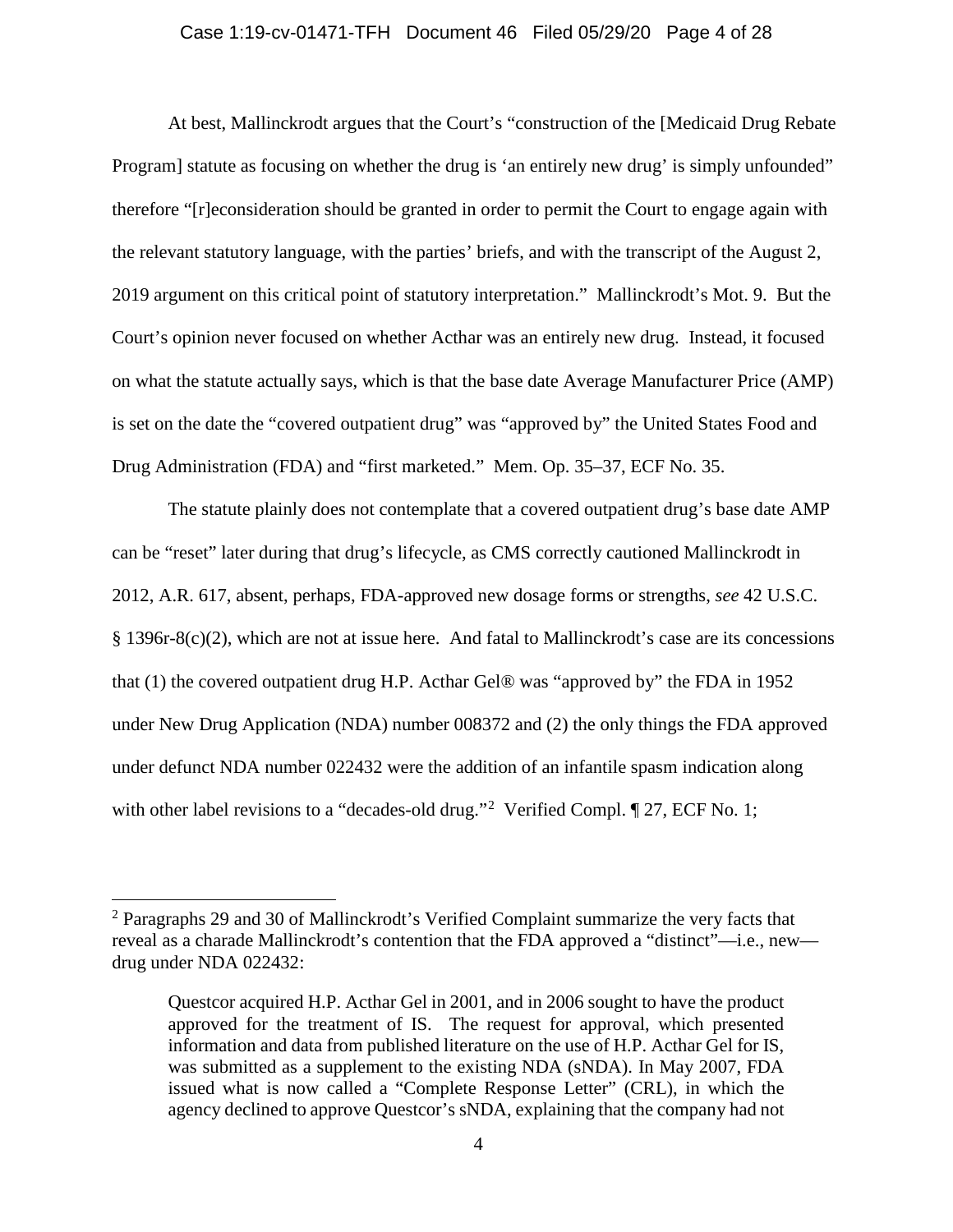At best, Mallinckrodt argues that the Court's "construction of the [Medicaid Drug Rebate Program] statute as focusing on whether the drug is 'an entirely new drug' is simply unfounded" therefore "[r]econsideration should be granted in order to permit the Court to engage again with the relevant statutory language, with the parties' briefs, and with the transcript of the August 2, 2019 argument on this critical point of statutory interpretation." Mallinckrodt's Mot. 9. But the Court's opinion never focused on whether Acthar was an entirely new drug. Instead, it focused on what the statute actually says, which is that the base date Average Manufacturer Price (AMP) is set on the date the "covered outpatient drug" was "approved by" the United States Food and Drug Administration (FDA) and "first marketed." Mem. Op. 35–37, ECF No. 35.

The statute plainly does not contemplate that a covered outpatient drug's base date AMP can be "reset" later during that drug's lifecycle, as CMS correctly cautioned Mallinckrodt in 2012, A.R. 617, absent, perhaps, FDA-approved new dosage forms or strengths, *see* 42 U.S.C. § 1396r-8(c)(2), which are not at issue here. And fatal to Mallinckrodt's case are its concessions that (1) the covered outpatient drug H.P. Acthar Gel® was "approved by" the FDA in 1952 under New Drug Application (NDA) number 008372 and (2) the only things the FDA approved under defunct NDA number 022432 were the addition of an infantile spasm indication along with other label revisions to a "decades-old drug."[2] Verified Compl. ¶ 27, ECF No. 1;

---

[2] Paragraphs 29 and 30 of Mallinckrodt's Verified Complaint summarize the very facts that reveal as a charade Mallinckrodt's contention that the FDA approved a "distinct"—i.e., new—drug under NDA 022432:

> Questcor acquired H.P. Acthar Gel in 2001, and in 2006 sought to have the product approved for the treatment of IS. The request for approval, which presented information and data from published literature on the use of H.P. Acthar Gel for IS, was submitted as a supplement to the existing NDA (sNDA). In May 2007, FDA issued what is now called a "Complete Response Letter" (CRL), in which the agency declined to approve Questcor's sNDA, explaining that the company had not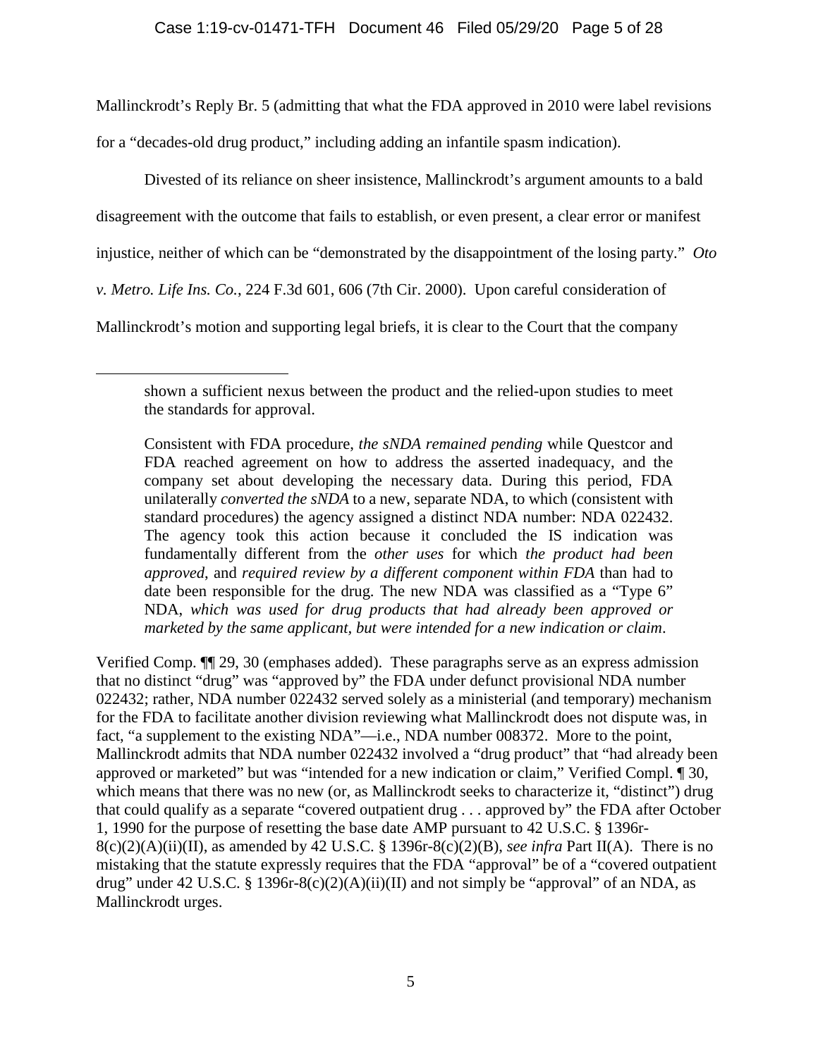Mallinckrodt's Reply Br. 5 (admitting that what the FDA approved in 2010 were label revisions for a "decades-old drug product," including adding an infantile spasm indication).

Divested of its reliance on sheer insistence, Mallinckrodt's argument amounts to a bald disagreement with the outcome that fails to establish, or even present, a clear error or manifest injustice, neither of which can be "demonstrated by the disappointment of the losing party." *Oto v. Metro. Life Ins. Co.*, 224 F.3d 601, 606 (7th Cir. 2000). Upon careful consideration of Mallinckrodt's motion and supporting legal briefs, it is clear to the Court that the company

---

> shown a sufficient nexus between the product and the relied-upon studies to meet the standards for approval.
>
> Consistent with FDA procedure, *the sNDA remained pending* while Questcor and FDA reached agreement on how to address the asserted inadequacy, and the company set about developing the necessary data. During this period, FDA unilaterally *converted the sNDA* to a new, separate NDA, to which (consistent with standard procedures) the agency assigned a distinct NDA number: NDA 022432. The agency took this action because it concluded the IS indication was fundamentally different from the *other uses* for which *the product had been approved*, and *required review by a different component within FDA* than had to date been responsible for the drug. The new NDA was classified as a "Type 6" NDA, *which was used for drug products that had already been approved or marketed by the same applicant, but were intended for a new indication or claim*.

Verified Comp. ¶¶ 29, 30 (emphases added). These paragraphs serve as an express admission that no distinct "drug" was "approved by" the FDA under defunct provisional NDA number 022432; rather, NDA number 022432 served solely as a ministerial (and temporary) mechanism for the FDA to facilitate another division reviewing what Mallinckrodt does not dispute was, in fact, "a supplement to the existing NDA"—i.e., NDA number 008372. More to the point, Mallinckrodt admits that NDA number 022432 involved a "drug product" that "had already been approved or marketed" but was "intended for a new indication or claim," Verified Compl. ¶ 30, which means that there was no new (or, as Mallinckrodt seeks to characterize it, "distinct") drug that could qualify as a separate "covered outpatient drug . . . approved by" the FDA after October 1, 1990 for the purpose of resetting the base date AMP pursuant to 42 U.S.C. § 1396r-8(c)(2)(A)(ii)(II), as amended by 42 U.S.C. § 1396r-8(c)(2)(B), *see infra* Part II(A). There is no mistaking that the statute expressly requires that the FDA "approval" be of a "covered outpatient drug" under 42 U.S.C. § 1396r-8(c)(2)(A)(ii)(II) and not simply be "approval" of an NDA, as Mallinckrodt urges.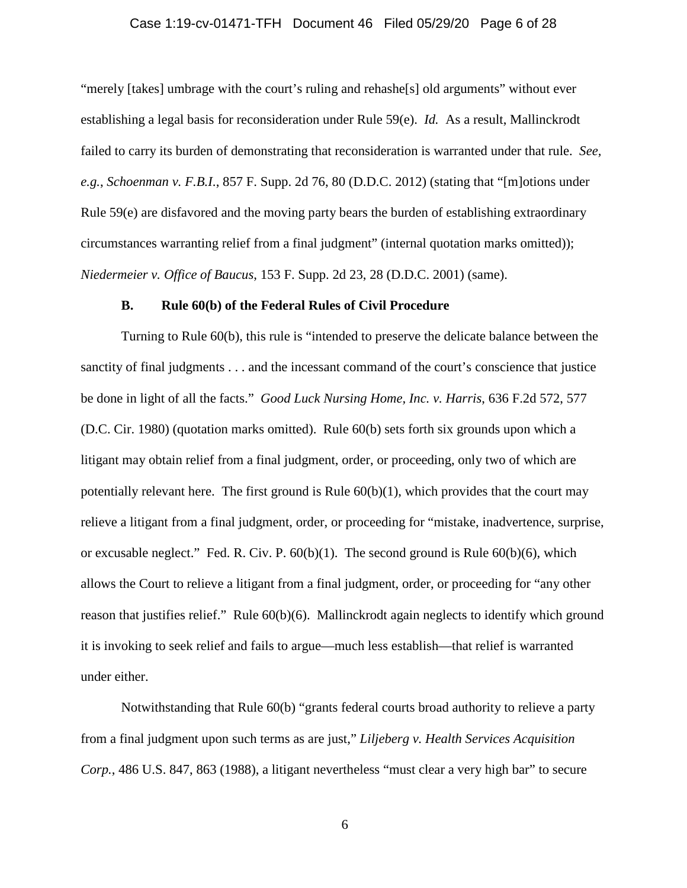"merely [takes] umbrage with the court's ruling and rehashe[s] old arguments" without ever establishing a legal basis for reconsideration under Rule 59(e). *Id.* As a result, Mallinckrodt failed to carry its burden of demonstrating that reconsideration is warranted under that rule. *See, e.g.*, *Schoenman v. F.B.I.*, 857 F. Supp. 2d 76, 80 (D.D.C. 2012) (stating that "[m]otions under Rule 59(e) are disfavored and the moving party bears the burden of establishing extraordinary circumstances warranting relief from a final judgment" (internal quotation marks omitted)); *Niedermeier v. Office of Baucus*, 153 F. Supp. 2d 23, 28 (D.D.C. 2001) (same).

### B. Rule 60(b) of the Federal Rules of Civil Procedure

Turning to Rule 60(b), this rule is "intended to preserve the delicate balance between the sanctity of final judgments . . . and the incessant command of the court's conscience that justice be done in light of all the facts." *Good Luck Nursing Home, Inc. v. Harris*, 636 F.2d 572, 577 (D.C. Cir. 1980) (quotation marks omitted). Rule 60(b) sets forth six grounds upon which a litigant may obtain relief from a final judgment, order, or proceeding, only two of which are potentially relevant here. The first ground is Rule 60(b)(1), which provides that the court may relieve a litigant from a final judgment, order, or proceeding for "mistake, inadvertence, surprise, or excusable neglect." Fed. R. Civ. P. 60(b)(1). The second ground is Rule 60(b)(6), which allows the Court to relieve a litigant from a final judgment, order, or proceeding for "any other reason that justifies relief." Rule 60(b)(6). Mallinckrodt again neglects to identify which ground it is invoking to seek relief and fails to argue—much less establish—that relief is warranted under either.

Notwithstanding that Rule 60(b) "grants federal courts broad authority to relieve a party from a final judgment upon such terms as are just," *Liljeberg v. Health Services Acquisition Corp.*, 486 U.S. 847, 863 (1988), a litigant nevertheless "must clear a very high bar" to secure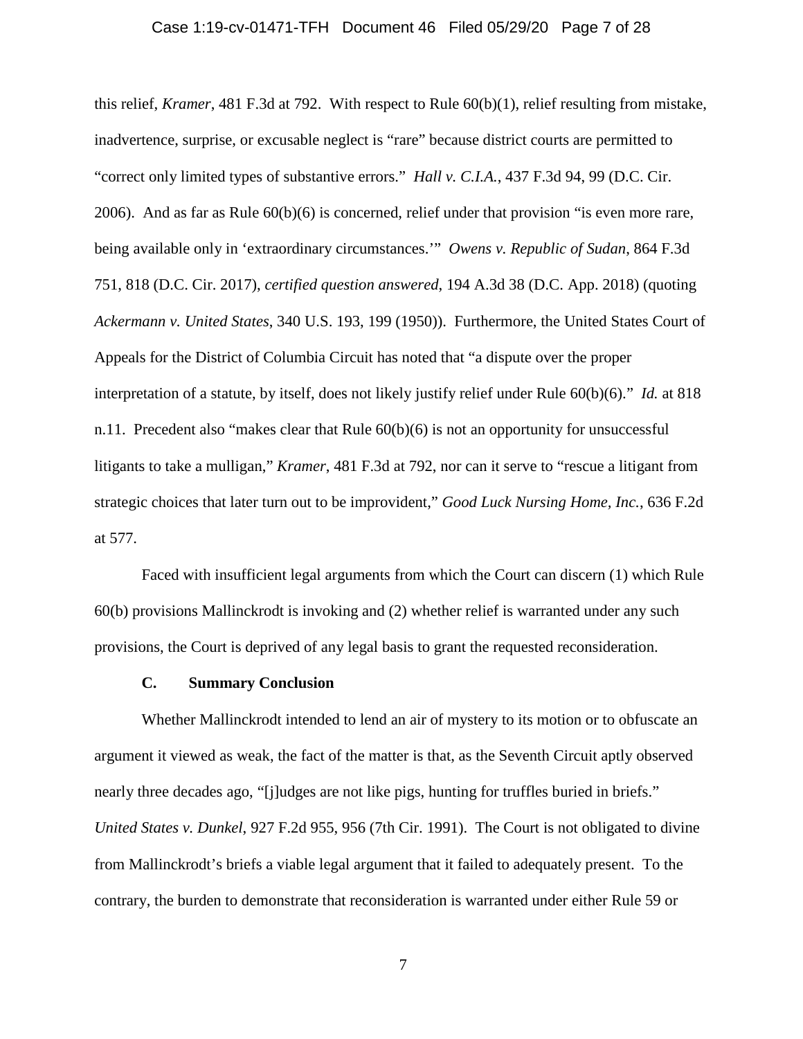this relief, *Kramer*, 481 F.3d at 792. With respect to Rule 60(b)(1), relief resulting from mistake, inadvertence, surprise, or excusable neglect is "rare" because district courts are permitted to "correct only limited types of substantive errors." *Hall v. C.I.A.*, 437 F.3d 94, 99 (D.C. Cir. 2006). And as far as Rule 60(b)(6) is concerned, relief under that provision "is even more rare, being available only in 'extraordinary circumstances.'" *Owens v. Republic of Sudan*, 864 F.3d 751, 818 (D.C. Cir. 2017), *certified question answered*, 194 A.3d 38 (D.C. App. 2018) (quoting *Ackermann v. United States*, 340 U.S. 193, 199 (1950)). Furthermore, the United States Court of Appeals for the District of Columbia Circuit has noted that "a dispute over the proper interpretation of a statute, by itself, does not likely justify relief under Rule 60(b)(6)." *Id.* at 818 n.11. Precedent also "makes clear that Rule 60(b)(6) is not an opportunity for unsuccessful litigants to take a mulligan," *Kramer*, 481 F.3d at 792, nor can it serve to "rescue a litigant from strategic choices that later turn out to be improvident," *Good Luck Nursing Home, Inc.*, 636 F.2d at 577.

Faced with insufficient legal arguments from which the Court can discern (1) which Rule 60(b) provisions Mallinckrodt is invoking and (2) whether relief is warranted under any such provisions, the Court is deprived of any legal basis to grant the requested reconsideration.

### C. Summary Conclusion

Whether Mallinckrodt intended to lend an air of mystery to its motion or to obfuscate an argument it viewed as weak, the fact of the matter is that, as the Seventh Circuit aptly observed nearly three decades ago, "[j]udges are not like pigs, hunting for truffles buried in briefs." *United States v. Dunkel*, 927 F.2d 955, 956 (7th Cir. 1991). The Court is not obligated to divine from Mallinckrodt's briefs a viable legal argument that it failed to adequately present. To the contrary, the burden to demonstrate that reconsideration is warranted under either Rule 59 or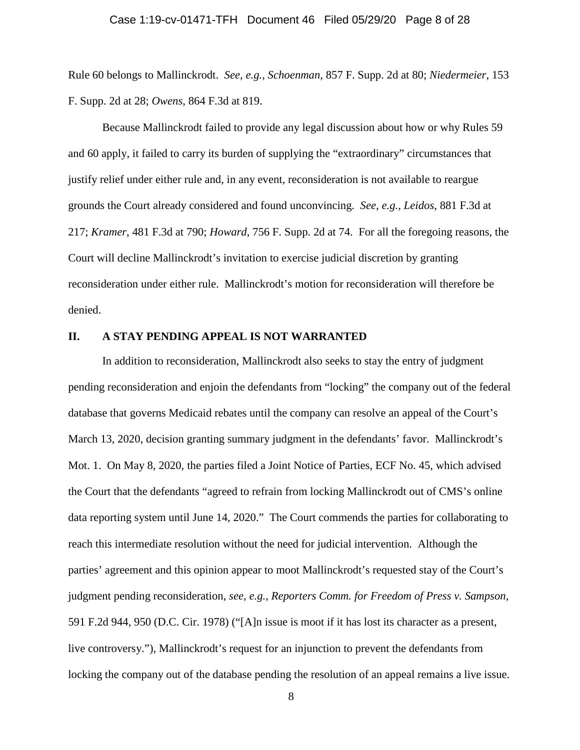Rule 60 belongs to Mallinckrodt. *See, e.g.*, *Schoenman*, 857 F. Supp. 2d at 80; *Niedermeier*, 153 F. Supp. 2d at 28; *Owens*, 864 F.3d at 819.

Because Mallinckrodt failed to provide any legal discussion about how or why Rules 59 and 60 apply, it failed to carry its burden of supplying the "extraordinary" circumstances that justify relief under either rule and, in any event, reconsideration is not available to reargue grounds the Court already considered and found unconvincing. *See, e.g.*, *Leidos*, 881 F.3d at 217; *Kramer*, 481 F.3d at 790; *Howard*, 756 F. Supp. 2d at 74. For all the foregoing reasons, the Court will decline Mallinckrodt's invitation to exercise judicial discretion by granting reconsideration under either rule. Mallinckrodt's motion for reconsideration will therefore be denied.

## II. A STAY PENDING APPEAL IS NOT WARRANTED

In addition to reconsideration, Mallinckrodt also seeks to stay the entry of judgment pending reconsideration and enjoin the defendants from "locking" the company out of the federal database that governs Medicaid rebates until the company can resolve an appeal of the Court's March 13, 2020, decision granting summary judgment in the defendants' favor. Mallinckrodt's Mot. 1. On May 8, 2020, the parties filed a Joint Notice of Parties, ECF No. 45, which advised the Court that the defendants "agreed to refrain from locking Mallinckrodt out of CMS's online data reporting system until June 14, 2020." The Court commends the parties for collaborating to reach this intermediate resolution without the need for judicial intervention. Although the parties' agreement and this opinion appear to moot Mallinckrodt's requested stay of the Court's judgment pending reconsideration, *see, e.g.*, *Reporters Comm. for Freedom of Press v. Sampson*, 591 F.2d 944, 950 (D.C. Cir. 1978) ("[A]n issue is moot if it has lost its character as a present, live controversy."), Mallinckrodt's request for an injunction to prevent the defendants from locking the company out of the database pending the resolution of an appeal remains a live issue.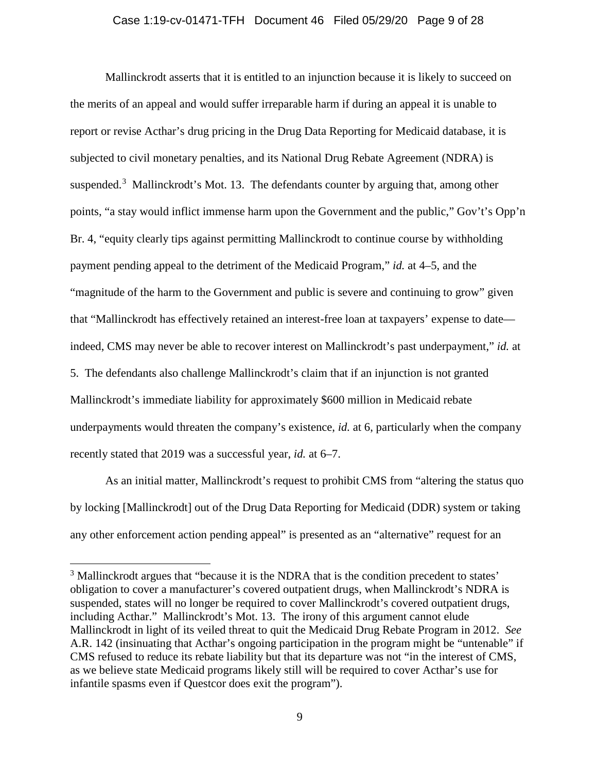Mallinckrodt asserts that it is entitled to an injunction because it is likely to succeed on the merits of an appeal and would suffer irreparable harm if during an appeal it is unable to report or revise Acthar's drug pricing in the Drug Data Reporting for Medicaid database, it is subjected to civil monetary penalties, and its National Drug Rebate Agreement (NDRA) is suspended.[3] Mallinckrodt's Mot. 13. The defendants counter by arguing that, among other points, "a stay would inflict immense harm upon the Government and the public," Gov't's Opp'n Br. 4, "equity clearly tips against permitting Mallinckrodt to continue course by withholding payment pending appeal to the detriment of the Medicaid Program," *id.* at 4–5, and the "magnitude of the harm to the Government and public is severe and continuing to grow" given that "Mallinckrodt has effectively retained an interest-free loan at taxpayers' expense to date—indeed, CMS may never be able to recover interest on Mallinckrodt's past underpayment," *id.* at 5. The defendants also challenge Mallinckrodt's claim that if an injunction is not granted Mallinckrodt's immediate liability for approximately $600 million in Medicaid rebate underpayments would threaten the company's existence, *id.* at 6, particularly when the company recently stated that 2019 was a successful year, *id.* at 6–7.

As an initial matter, Mallinckrodt's request to prohibit CMS from "altering the status quo by locking [Mallinckrodt] out of the Drug Data Reporting for Medicaid (DDR) system or taking any other enforcement action pending appeal" is presented as an "alternative" request for an

---

[3] Mallinckrodt argues that "because it is the NDRA that is the condition precedent to states' obligation to cover a manufacturer's covered outpatient drugs, when Mallinckrodt's NDRA is suspended, states will no longer be required to cover Mallinckrodt's covered outpatient drugs, including Acthar." Mallinckrodt's Mot. 13. The irony of this argument cannot elude Mallinckrodt in light of its veiled threat to quit the Medicaid Drug Rebate Program in 2012. *See* A.R. 142 (insinuating that Acthar's ongoing participation in the program might be "untenable" if CMS refused to reduce its rebate liability but that its departure was not "in the interest of CMS, as we believe state Medicaid programs likely still will be required to cover Acthar's use for infantile spasms even if Questcor does exit the program").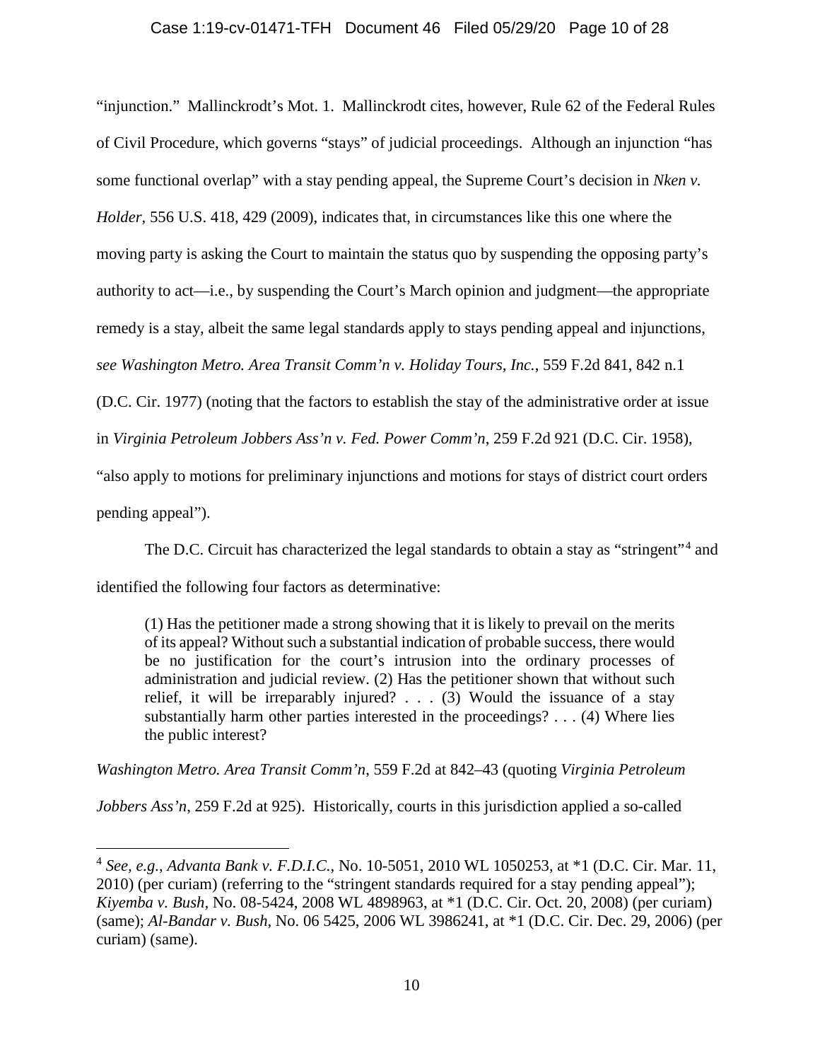"injunction." Mallinckrodt's Mot. 1. Mallinckrodt cites, however, Rule 62 of the Federal Rules of Civil Procedure, which governs "stays" of judicial proceedings. Although an injunction "has some functional overlap" with a stay pending appeal, the Supreme Court's decision in *Nken v. Holder*, 556 U.S. 418, 429 (2009), indicates that, in circumstances like this one where the moving party is asking the Court to maintain the status quo by suspending the opposing party's authority to act—i.e., by suspending the Court's March opinion and judgment—the appropriate remedy is a stay, albeit the same legal standards apply to stays pending appeal and injunctions, *see Washington Metro. Area Transit Comm'n v. Holiday Tours, Inc.*, 559 F.2d 841, 842 n.1 (D.C. Cir. 1977) (noting that the factors to establish the stay of the administrative order at issue in *Virginia Petroleum Jobbers Ass'n v. Fed. Power Comm'n*, 259 F.2d 921 (D.C. Cir. 1958), "also apply to motions for preliminary injunctions and motions for stays of district court orders pending appeal").

The D.C. Circuit has characterized the legal standards to obtain a stay as "stringent"[4] and identified the following four factors as determinative:

> (1) Has the petitioner made a strong showing that it is likely to prevail on the merits of its appeal? Without such a substantial indication of probable success, there would be no justification for the court's intrusion into the ordinary processes of administration and judicial review. (2) Has the petitioner shown that without such relief, it will be irreparably injured? . . . (3) Would the issuance of a stay substantially harm other parties interested in the proceedings? . . . (4) Where lies the public interest?

*Washington Metro. Area Transit Comm'n*, 559 F.2d at 842–43 (quoting *Virginia Petroleum Jobbers Ass'n*, 259 F.2d at 925). Historically, courts in this jurisdiction applied a so-called

---

[4] *See, e.g.*, *Advanta Bank v. F.D.I.C.*, No. 10-5051, 2010 WL 1050253, at *1 (D.C. Cir. Mar. 11, 2010) (per curiam) (referring to the "stringent standards required for a stay pending appeal"); *Kiyemba v. Bush*, No. 08-5424, 2008 WL 4898963, at *1 (D.C. Cir. Oct. 20, 2008) (per curiam) (same); *Al-Bandar v. Bush*, No. 06 5425, 2006 WL 3986241, at *1 (D.C. Cir. Dec. 29, 2006) (per curiam) (same).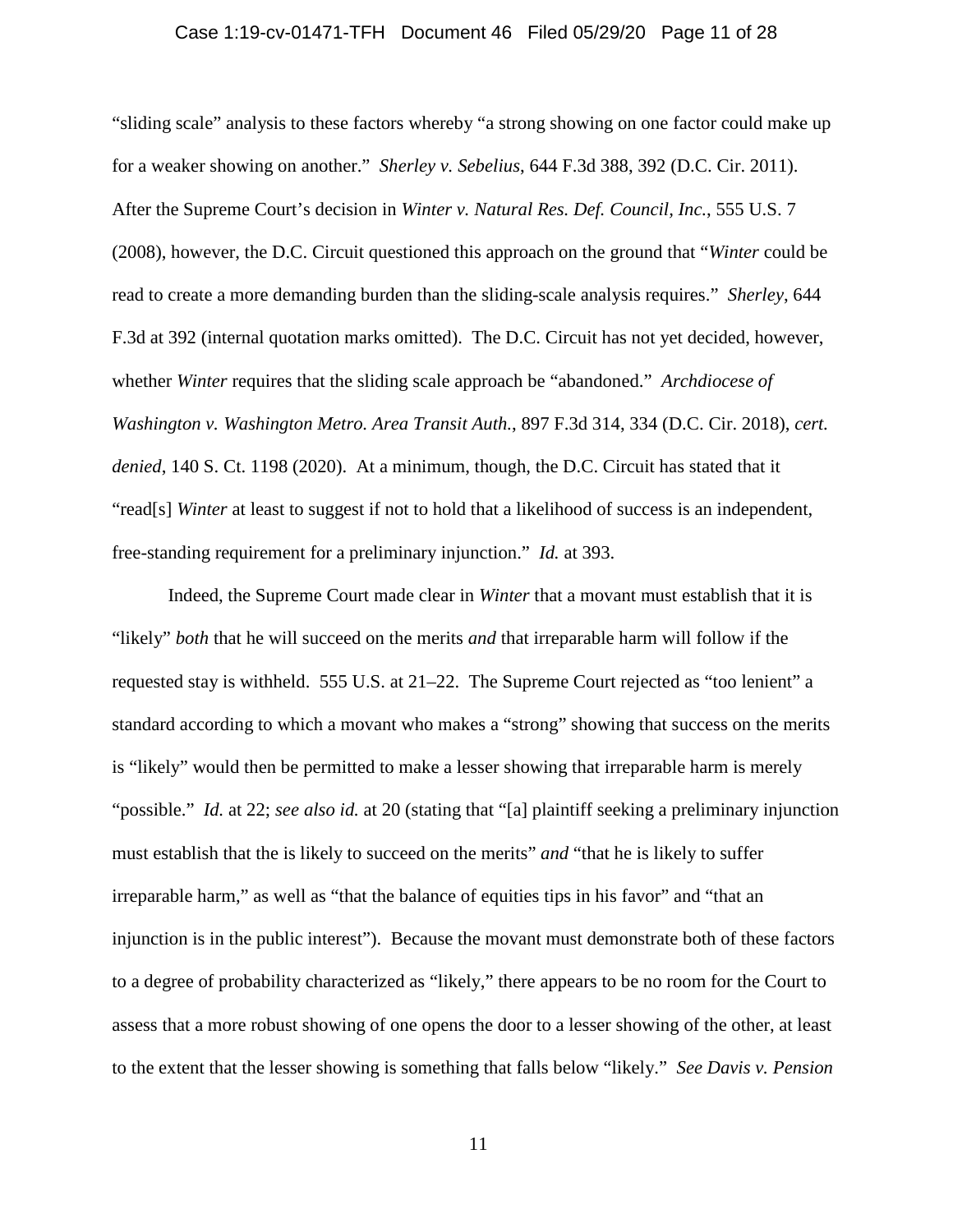"sliding scale" analysis to these factors whereby "a strong showing on one factor could make up for a weaker showing on another." *Sherley v. Sebelius*, 644 F.3d 388, 392 (D.C. Cir. 2011). After the Supreme Court's decision in *Winter v. Natural Res. Def. Council, Inc.*, 555 U.S. 7 (2008), however, the D.C. Circuit questioned this approach on the ground that "*Winter* could be read to create a more demanding burden than the sliding-scale analysis requires." *Sherley*, 644 F.3d at 392 (internal quotation marks omitted). The D.C. Circuit has not yet decided, however, whether *Winter* requires that the sliding scale approach be "abandoned." *Archdiocese of Washington v. Washington Metro. Area Transit Auth.*, 897 F.3d 314, 334 (D.C. Cir. 2018), *cert. denied*, 140 S. Ct. 1198 (2020). At a minimum, though, the D.C. Circuit has stated that it "read[s] *Winter* at least to suggest if not to hold that a likelihood of success is an independent, free-standing requirement for a preliminary injunction." *Id.* at 393.

Indeed, the Supreme Court made clear in *Winter* that a movant must establish that it is "likely" *both* that he will succeed on the merits *and* that irreparable harm will follow if the requested stay is withheld. 555 U.S. at 21–22. The Supreme Court rejected as "too lenient" a standard according to which a movant who makes a "strong" showing that success on the merits is "likely" would then be permitted to make a lesser showing that irreparable harm is merely "possible." *Id.* at 22; *see also id.* at 20 (stating that "[a] plaintiff seeking a preliminary injunction must establish that the is likely to succeed on the merits" *and* "that he is likely to suffer irreparable harm," as well as "that the balance of equities tips in his favor" and "that an injunction is in the public interest"). Because the movant must demonstrate both of these factors to a degree of probability characterized as "likely," there appears to be no room for the Court to assess that a more robust showing of one opens the door to a lesser showing of the other, at least to the extent that the lesser showing is something that falls below "likely." *See Davis v. Pension*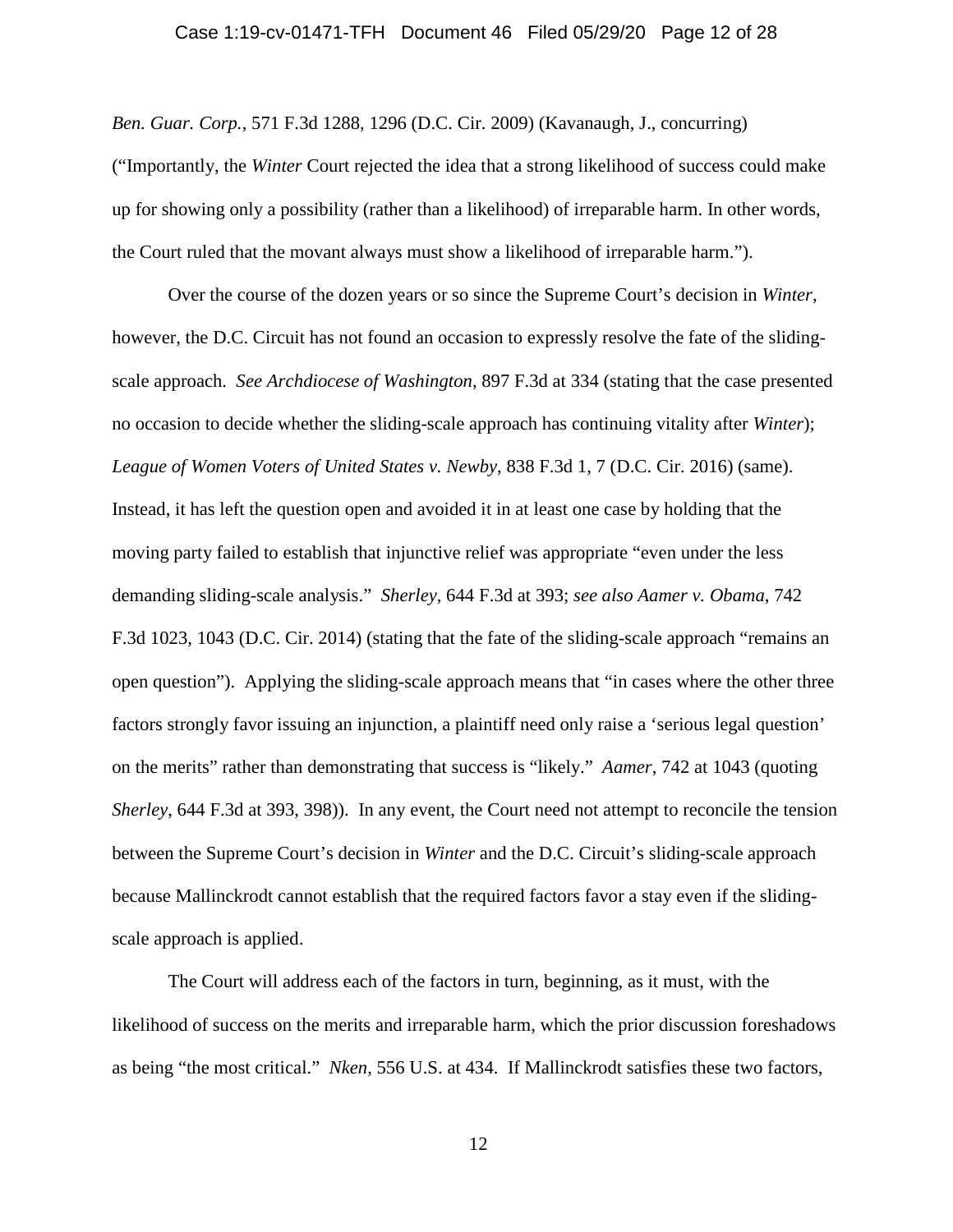*Ben. Guar. Corp.*, 571 F.3d 1288, 1296 (D.C. Cir. 2009) (Kavanaugh, J., concurring) ("Importantly, the *Winter* Court rejected the idea that a strong likelihood of success could make up for showing only a possibility (rather than a likelihood) of irreparable harm. In other words, the Court ruled that the movant always must show a likelihood of irreparable harm.").

Over the course of the dozen years or so since the Supreme Court's decision in *Winter*, however, the D.C. Circuit has not found an occasion to expressly resolve the fate of the sliding-scale approach. *See Archdiocese of Washington*, 897 F.3d at 334 (stating that the case presented no occasion to decide whether the sliding-scale approach has continuing vitality after *Winter*); *League of Women Voters of United States v. Newby*, 838 F.3d 1, 7 (D.C. Cir. 2016) (same). Instead, it has left the question open and avoided it in at least one case by holding that the moving party failed to establish that injunctive relief was appropriate "even under the less demanding sliding-scale analysis." *Sherley*, 644 F.3d at 393; *see also Aamer v. Obama*, 742 F.3d 1023, 1043 (D.C. Cir. 2014) (stating that the fate of the sliding-scale approach "remains an open question"). Applying the sliding-scale approach means that "in cases where the other three factors strongly favor issuing an injunction, a plaintiff need only raise a 'serious legal question' on the merits" rather than demonstrating that success is "likely." *Aamer*, 742 at 1043 (quoting *Sherley*, 644 F.3d at 393, 398)). In any event, the Court need not attempt to reconcile the tension between the Supreme Court's decision in *Winter* and the D.C. Circuit's sliding-scale approach because Mallinckrodt cannot establish that the required factors favor a stay even if the sliding-scale approach is applied.

The Court will address each of the factors in turn, beginning, as it must, with the likelihood of success on the merits and irreparable harm, which the prior discussion foreshadows as being "the most critical." *Nken*, 556 U.S. at 434. If Mallinckrodt satisfies these two factors,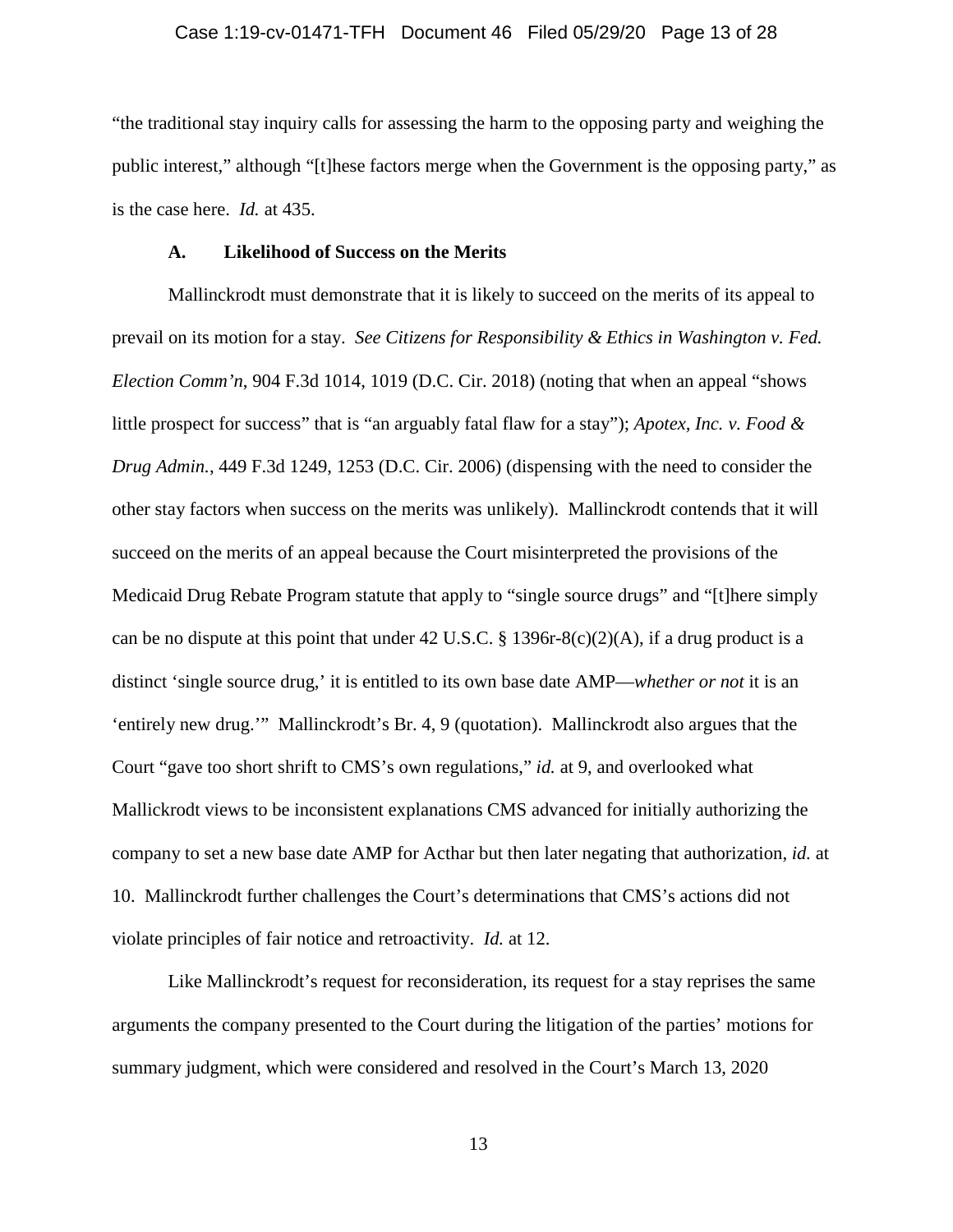"the traditional stay inquiry calls for assessing the harm to the opposing party and weighing the public interest," although "[t]hese factors merge when the Government is the opposing party," as is the case here. *Id.* at 435.

### A. Likelihood of Success on the Merits

Mallinckrodt must demonstrate that it is likely to succeed on the merits of its appeal to prevail on its motion for a stay. *See Citizens for Responsibility & Ethics in Washington v. Fed. Election Comm'n*, 904 F.3d 1014, 1019 (D.C. Cir. 2018) (noting that when an appeal "shows little prospect for success" that is "an arguably fatal flaw for a stay"); *Apotex, Inc. v. Food & Drug Admin.*, 449 F.3d 1249, 1253 (D.C. Cir. 2006) (dispensing with the need to consider the other stay factors when success on the merits was unlikely). Mallinckrodt contends that it will succeed on the merits of an appeal because the Court misinterpreted the provisions of the Medicaid Drug Rebate Program statute that apply to "single source drugs" and "[t]here simply can be no dispute at this point that under 42 U.S.C. § 1396r-8(c)(2)(A), if a drug product is a distinct 'single source drug,' it is entitled to its own base date AMP—*whether or not* it is an 'entirely new drug.'" Mallinckrodt's Br. 4, 9 (quotation). Mallinckrodt also argues that the Court "gave too short shrift to CMS's own regulations," *id.* at 9, and overlooked what Mallickrodt views to be inconsistent explanations CMS advanced for initially authorizing the company to set a new base date AMP for Acthar but then later negating that authorization, *id.* at 10. Mallinckrodt further challenges the Court's determinations that CMS's actions did not violate principles of fair notice and retroactivity. *Id.* at 12.

Like Mallinckrodt's request for reconsideration, its request for a stay reprises the same arguments the company presented to the Court during the litigation of the parties' motions for summary judgment, which were considered and resolved in the Court's March 13, 2020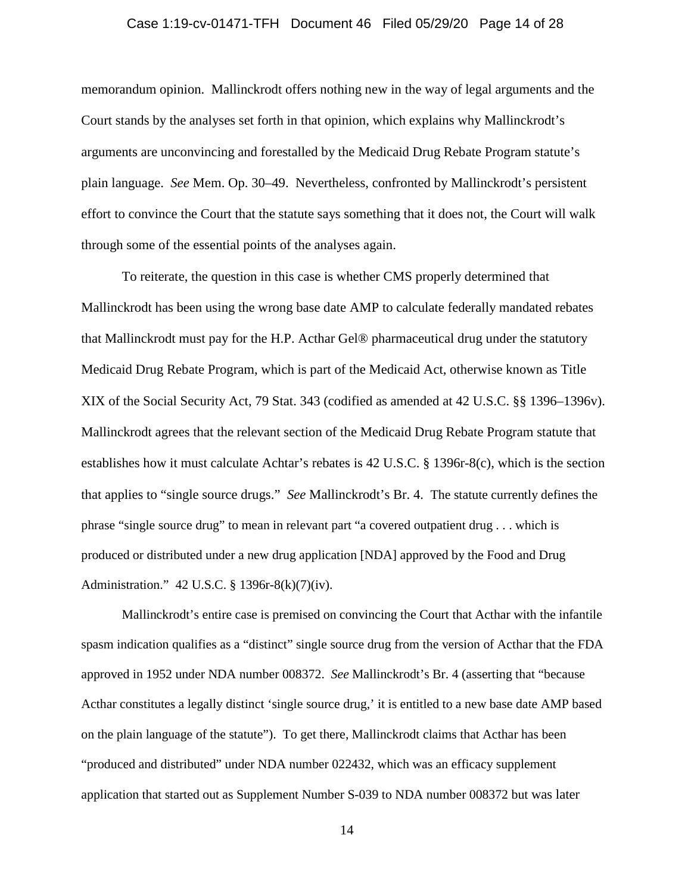memorandum opinion. Mallinckrodt offers nothing new in the way of legal arguments and the Court stands by the analyses set forth in that opinion, which explains why Mallinckrodt's arguments are unconvincing and forestalled by the Medicaid Drug Rebate Program statute's plain language. *See* Mem. Op. 30–49. Nevertheless, confronted by Mallinckrodt's persistent effort to convince the Court that the statute says something that it does not, the Court will walk through some of the essential points of the analyses again.

To reiterate, the question in this case is whether CMS properly determined that Mallinckrodt has been using the wrong base date AMP to calculate federally mandated rebates that Mallinckrodt must pay for the H.P. Acthar Gel® pharmaceutical drug under the statutory Medicaid Drug Rebate Program, which is part of the Medicaid Act, otherwise known as Title XIX of the Social Security Act, 79 Stat. 343 (codified as amended at 42 U.S.C. §§ 1396–1396v). Mallinckrodt agrees that the relevant section of the Medicaid Drug Rebate Program statute that establishes how it must calculate Achtar's rebates is 42 U.S.C. § 1396r-8(c), which is the section that applies to "single source drugs." *See* Mallinckrodt's Br. 4. The statute currently defines the phrase "single source drug" to mean in relevant part "a covered outpatient drug . . . which is produced or distributed under a new drug application [NDA] approved by the Food and Drug Administration." 42 U.S.C. § 1396r-8(k)(7)(iv).

Mallinckrodt's entire case is premised on convincing the Court that Acthar with the infantile spasm indication qualifies as a "distinct" single source drug from the version of Acthar that the FDA approved in 1952 under NDA number 008372. *See* Mallinckrodt's Br. 4 (asserting that "because Acthar constitutes a legally distinct 'single source drug,' it is entitled to a new base date AMP based on the plain language of the statute"). To get there, Mallinckrodt claims that Acthar has been "produced and distributed" under NDA number 022432, which was an efficacy supplement application that started out as Supplement Number S-039 to NDA number 008372 but was later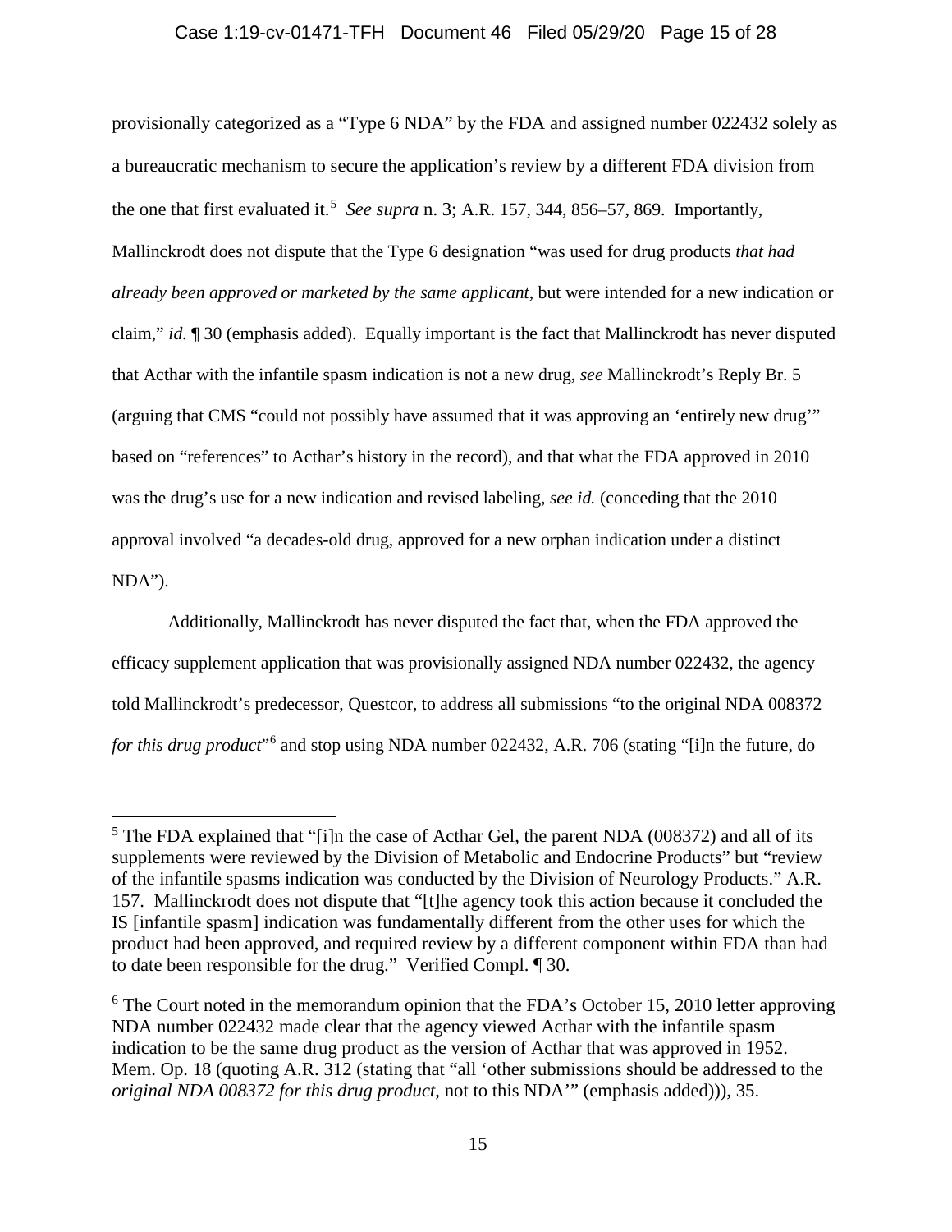provisionally categorized as a "Type 6 NDA" by the FDA and assigned number 022432 solely as a bureaucratic mechanism to secure the application's review by a different FDA division from the one that first evaluated it.[5] *See supra* n. 3; A.R. 157, 344, 856–57, 869. Importantly, Mallinckrodt does not dispute that the Type 6 designation "was used for drug products *that had already been approved or marketed by the same applicant*, but were intended for a new indication or claim," *id.* ¶ 30 (emphasis added). Equally important is the fact that Mallinckrodt has never disputed that Acthar with the infantile spasm indication is not a new drug, *see* Mallinckrodt's Reply Br. 5 (arguing that CMS "could not possibly have assumed that it was approving an 'entirely new drug'" based on "references" to Acthar's history in the record), and that what the FDA approved in 2010 was the drug's use for a new indication and revised labeling, *see id.* (conceding that the 2010 approval involved "a decades-old drug, approved for a new orphan indication under a distinct NDA").

Additionally, Mallinckrodt has never disputed the fact that, when the FDA approved the efficacy supplement application that was provisionally assigned NDA number 022432, the agency told Mallinckrodt's predecessor, Questcor, to address all submissions "to the original NDA 008372 *for this drug product*"[6] and stop using NDA number 022432, A.R. 706 (stating "[i]n the future, do

---

[5] The FDA explained that "[i]n the case of Acthar Gel, the parent NDA (008372) and all of its supplements were reviewed by the Division of Metabolic and Endocrine Products" but "review of the infantile spasms indication was conducted by the Division of Neurology Products." A.R. 157. Mallinckrodt does not dispute that "[t]he agency took this action because it concluded the IS [infantile spasm] indication was fundamentally different from the other uses for which the product had been approved, and required review by a different component within FDA than had to date been responsible for the drug." Verified Compl. ¶ 30.

[6] The Court noted in the memorandum opinion that the FDA's October 15, 2010 letter approving NDA number 022432 made clear that the agency viewed Acthar with the infantile spasm indication to be the same drug product as the version of Acthar that was approved in 1952. Mem. Op. 18 (quoting A.R. 312 (stating that "all 'other submissions should be addressed to the *original NDA 008372 for this drug product*, not to this NDA'" (emphasis added))), 35.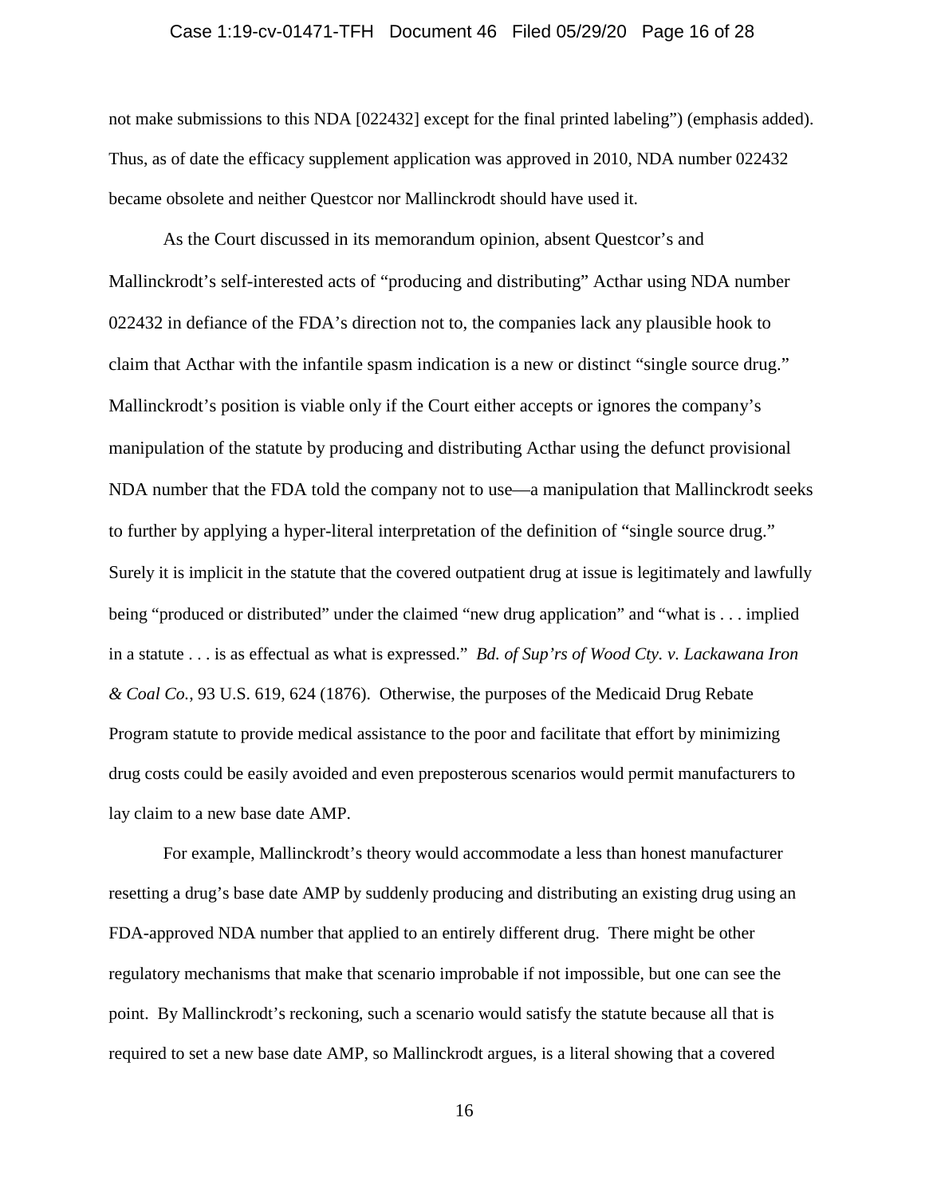not make submissions to this NDA [022432] except for the final printed labeling") (emphasis added). Thus, as of date the efficacy supplement application was approved in 2010, NDA number 022432 became obsolete and neither Questcor nor Mallinckrodt should have used it.

As the Court discussed in its memorandum opinion, absent Questcor's and Mallinckrodt's self-interested acts of "producing and distributing" Acthar using NDA number 022432 in defiance of the FDA's direction not to, the companies lack any plausible hook to claim that Acthar with the infantile spasm indication is a new or distinct "single source drug." Mallinckrodt's position is viable only if the Court either accepts or ignores the company's manipulation of the statute by producing and distributing Acthar using the defunct provisional NDA number that the FDA told the company not to use—a manipulation that Mallinckrodt seeks to further by applying a hyper-literal interpretation of the definition of "single source drug." Surely it is implicit in the statute that the covered outpatient drug at issue is legitimately and lawfully being "produced or distributed" under the claimed "new drug application" and "what is . . . implied in a statute . . . is as effectual as what is expressed." *Bd. of Sup'rs of Wood Cty. v. Lackawana Iron & Coal Co.*, 93 U.S. 619, 624 (1876). Otherwise, the purposes of the Medicaid Drug Rebate Program statute to provide medical assistance to the poor and facilitate that effort by minimizing drug costs could be easily avoided and even preposterous scenarios would permit manufacturers to lay claim to a new base date AMP.

For example, Mallinckrodt's theory would accommodate a less than honest manufacturer resetting a drug's base date AMP by suddenly producing and distributing an existing drug using an FDA-approved NDA number that applied to an entirely different drug. There might be other regulatory mechanisms that make that scenario improbable if not impossible, but one can see the point. By Mallinckrodt's reckoning, such a scenario would satisfy the statute because all that is required to set a new base date AMP, so Mallinckrodt argues, is a literal showing that a covered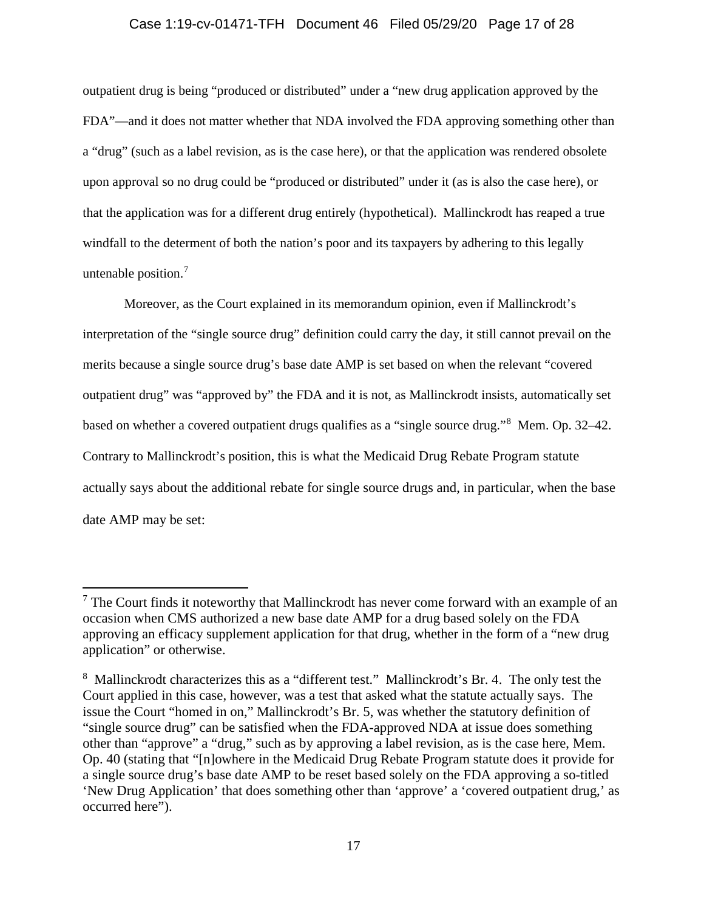outpatient drug is being "produced or distributed" under a "new drug application approved by the FDA"—and it does not matter whether that NDA involved the FDA approving something other than a "drug" (such as a label revision, as is the case here), or that the application was rendered obsolete upon approval so no drug could be "produced or distributed" under it (as is also the case here), or that the application was for a different drug entirely (hypothetical). Mallinckrodt has reaped a true windfall to the determent of both the nation's poor and its taxpayers by adhering to this legally untenable position.[7]

Moreover, as the Court explained in its memorandum opinion, even if Mallinckrodt's interpretation of the "single source drug" definition could carry the day, it still cannot prevail on the merits because a single source drug's base date AMP is set based on when the relevant "covered outpatient drug" was "approved by" the FDA and it is not, as Mallinckrodt insists, automatically set based on whether a covered outpatient drugs qualifies as a "single source drug."[8] Mem. Op. 32–42. Contrary to Mallinckrodt's position, this is what the Medicaid Drug Rebate Program statute actually says about the additional rebate for single source drugs and, in particular, when the base date AMP may be set:

---

[7] The Court finds it noteworthy that Mallinckrodt has never come forward with an example of an occasion when CMS authorized a new base date AMP for a drug based solely on the FDA approving an efficacy supplement application for that drug, whether in the form of a "new drug application" or otherwise.

[8] Mallinckrodt characterizes this as a "different test." Mallinckrodt's Br. 4. The only test the Court applied in this case, however, was a test that asked what the statute actually says. The issue the Court "homed in on," Mallinckrodt's Br. 5, was whether the statutory definition of "single source drug" can be satisfied when the FDA-approved NDA at issue does something other than "approve" a "drug," such as by approving a label revision, as is the case here, Mem. Op. 40 (stating that "[n]owhere in the Medicaid Drug Rebate Program statute does it provide for a single source drug's base date AMP to be reset based solely on the FDA approving a so-titled 'New Drug Application' that does something other than 'approve' a 'covered outpatient drug,' as occurred here").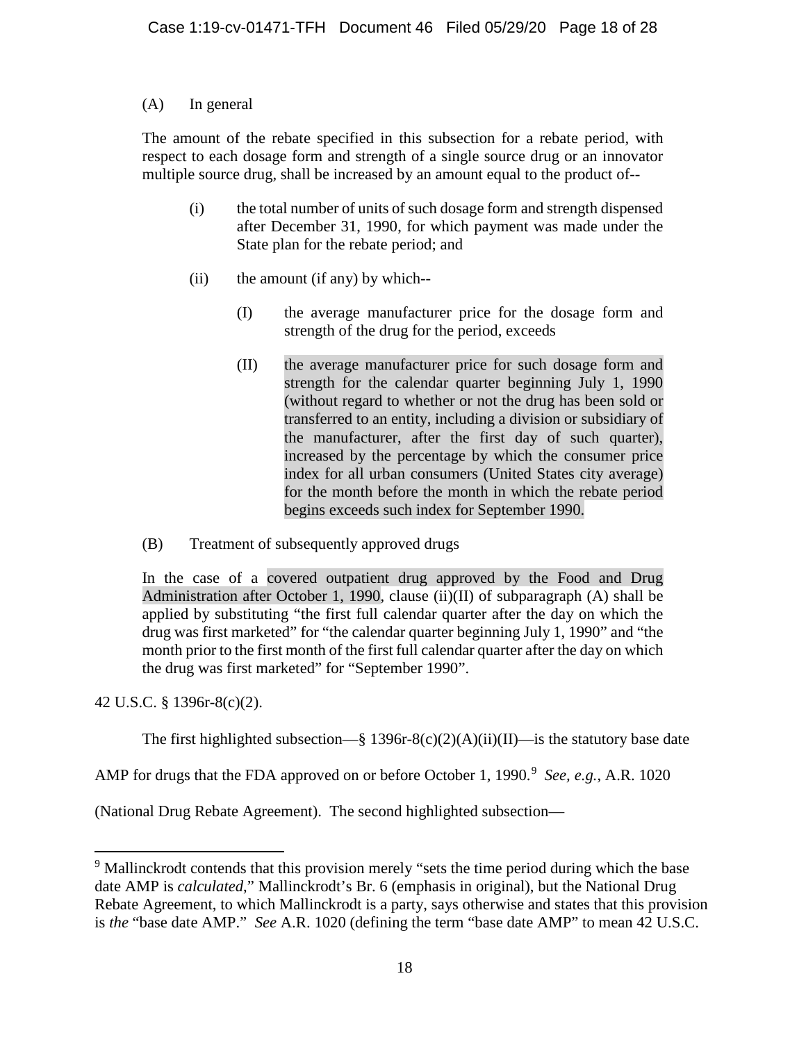(A) In general

The amount of the rebate specified in this subsection for a rebate period, with respect to each dosage form and strength of a single source drug or an innovator multiple source drug, shall be increased by an amount equal to the product of--

> (i) the total number of units of such dosage form and strength dispensed after December 31, 1990, for which payment was made under the State plan for the rebate period; and
>
> (ii) the amount (if any) by which--
>
> > (I) the average manufacturer price for the dosage form and strength of the drug for the period, exceeds
> >
> > (II) the average manufacturer price for such dosage form and strength for the calendar quarter beginning July 1, 1990 (without regard to whether or not the drug has been sold or transferred to an entity, including a division or subsidiary of the manufacturer, after the first day of such quarter), increased by the percentage by which the consumer price index for all urban consumers (United States city average) for the month before the month in which the rebate period begins exceeds such index for September 1990.

(B) Treatment of subsequently approved drugs

In the case of a covered outpatient drug approved by the Food and Drug Administration after October 1, 1990, clause (ii)(II) of subparagraph (A) shall be applied by substituting "the first full calendar quarter after the day on which the drug was first marketed" for "the calendar quarter beginning July 1, 1990" and "the month prior to the first month of the first full calendar quarter after the day on which the drug was first marketed" for "September 1990".

42 U.S.C. § 1396r-8(c)(2).

The first highlighted subsection—§ 1396r-8(c)(2)(A)(ii)(II)—is the statutory base date AMP for drugs that the FDA approved on or before October 1, 1990.[9] *See, e.g.*, A.R. 1020 (National Drug Rebate Agreement). The second highlighted subsection—

---

[9] Mallinckrodt contends that this provision merely "sets the time period during which the base date AMP is *calculated*," Mallinckrodt's Br. 6 (emphasis in original), but the National Drug Rebate Agreement, to which Mallinckrodt is a party, says otherwise and states that this provision is *the* "base date AMP." *See* A.R. 1020 (defining the term "base date AMP" to mean 42 U.S.C.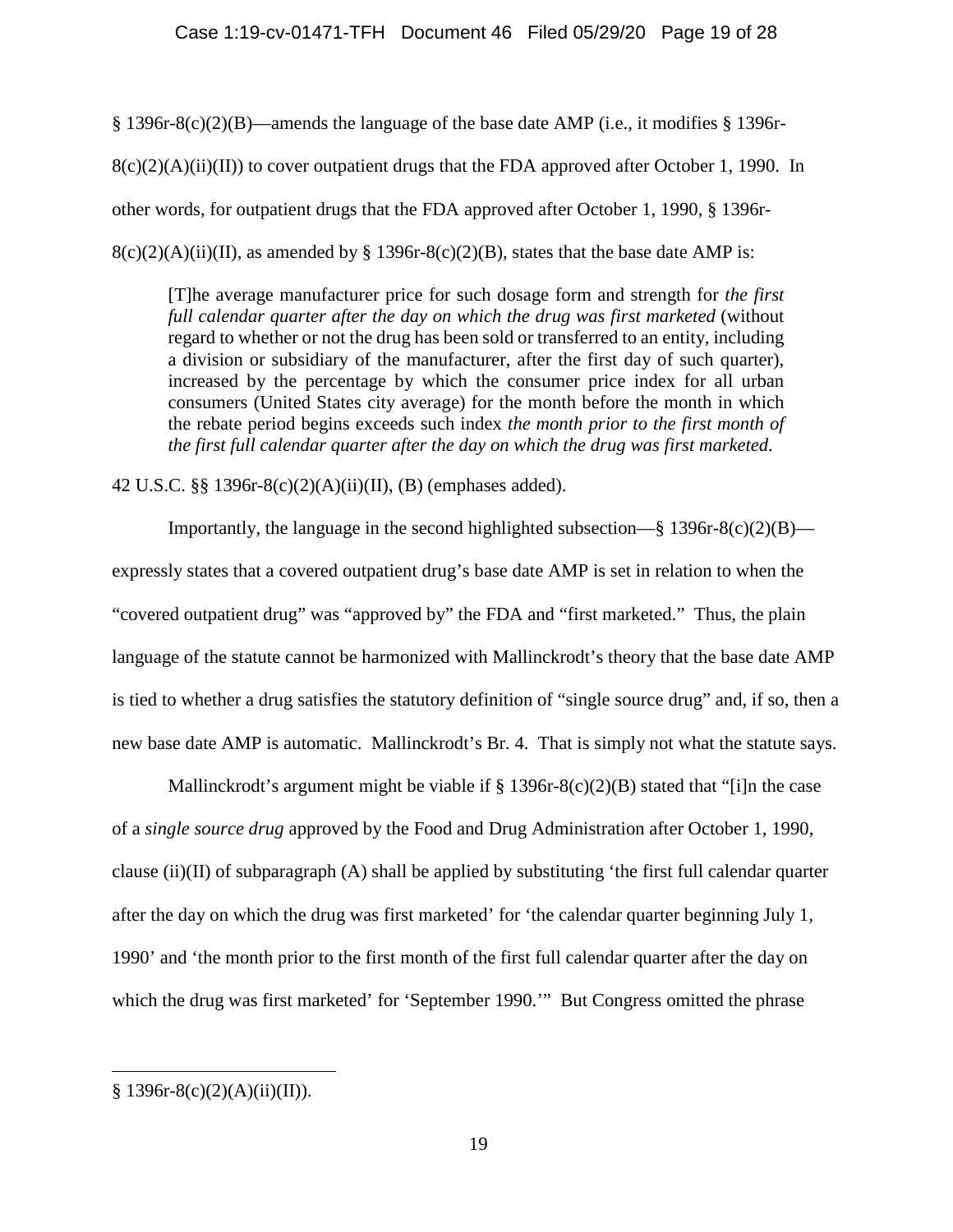§ 1396r-8(c)(2)(B)—amends the language of the base date AMP (i.e., it modifies § 1396r-8(c)(2)(A)(ii)(II)) to cover outpatient drugs that the FDA approved after October 1, 1990. In other words, for outpatient drugs that the FDA approved after October 1, 1990, § 1396r-8(c)(2)(A)(ii)(II), as amended by § 1396r-8(c)(2)(B), states that the base date AMP is:

> [T]he average manufacturer price for such dosage form and strength for *the first full calendar quarter after the day on which the drug was first marketed* (without regard to whether or not the drug has been sold or transferred to an entity, including a division or subsidiary of the manufacturer, after the first day of such quarter), increased by the percentage by which the consumer price index for all urban consumers (United States city average) for the month before the month in which the rebate period begins exceeds such index *the month prior to the first month of the first full calendar quarter after the day on which the drug was first marketed*.

42 U.S.C. §§ 1396r-8(c)(2)(A)(ii)(II), (B) (emphases added).

Importantly, the language in the second highlighted subsection—§ 1396r-8(c)(2)(B)—expressly states that a covered outpatient drug's base date AMP is set in relation to when the "covered outpatient drug" was "approved by" the FDA and "first marketed." Thus, the plain language of the statute cannot be harmonized with Mallinckrodt's theory that the base date AMP is tied to whether a drug satisfies the statutory definition of "single source drug" and, if so, then a new base date AMP is automatic. Mallinckrodt's Br. 4. That is simply not what the statute says.

Mallinckrodt's argument might be viable if § 1396r-8(c)(2)(B) stated that "[i]n the case of a *single source drug* approved by the Food and Drug Administration after October 1, 1990, clause (ii)(II) of subparagraph (A) shall be applied by substituting 'the first full calendar quarter after the day on which the drug was first marketed' for 'the calendar quarter beginning July 1, 1990' and 'the month prior to the first month of the first full calendar quarter after the day on which the drug was first marketed' for 'September 1990.'" But Congress omitted the phrase

---

§ 1396r-8(c)(2)(A)(ii)(II)).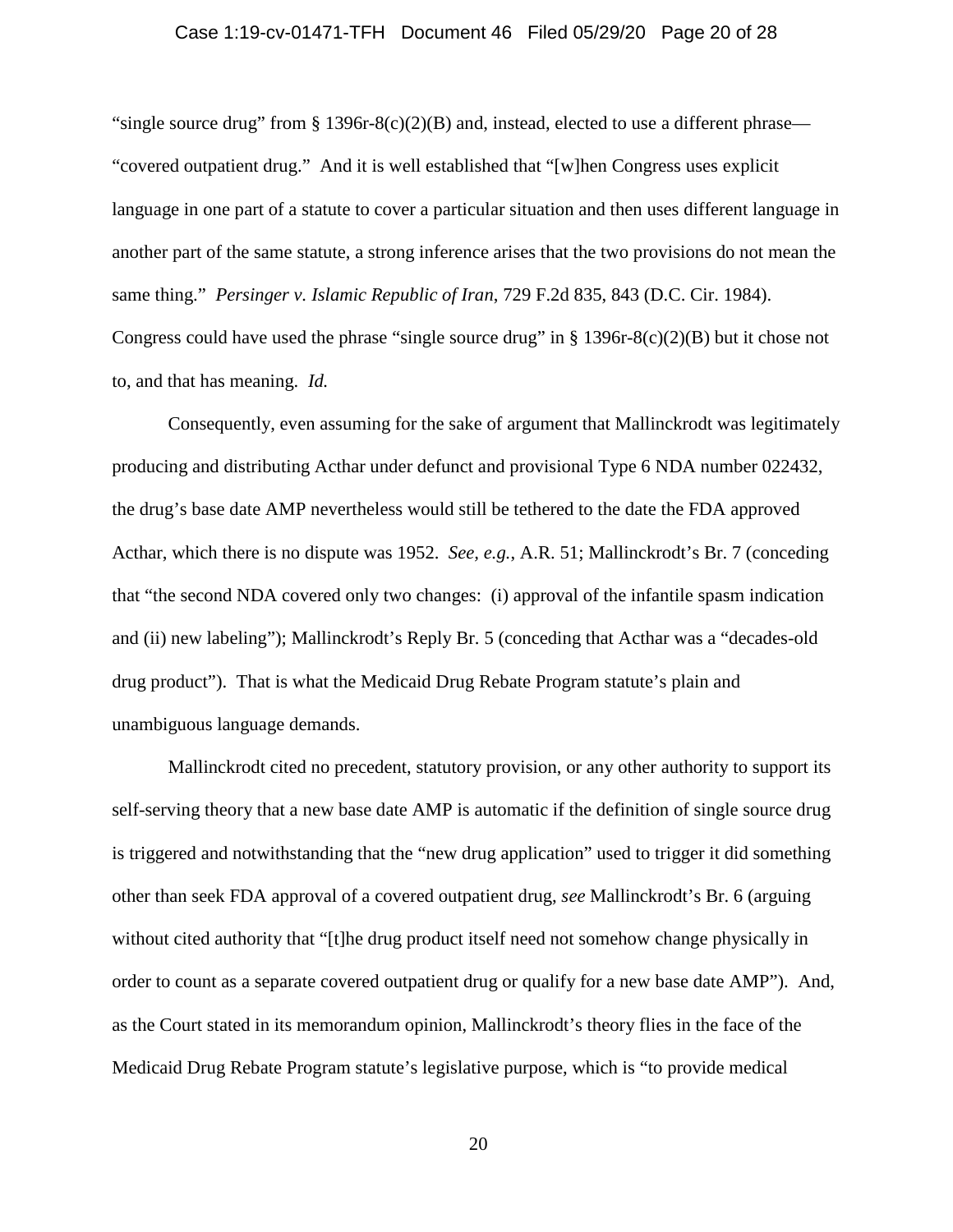"single source drug" from § 1396r-8(c)(2)(B) and, instead, elected to use a different phrase—"covered outpatient drug." And it is well established that "[w]hen Congress uses explicit language in one part of a statute to cover a particular situation and then uses different language in another part of the same statute, a strong inference arises that the two provisions do not mean the same thing." *Persinger v. Islamic Republic of Iran*, 729 F.2d 835, 843 (D.C. Cir. 1984). Congress could have used the phrase "single source drug" in § 1396r-8(c)(2)(B) but it chose not to, and that has meaning. *Id.*

Consequently, even assuming for the sake of argument that Mallinckrodt was legitimately producing and distributing Acthar under defunct and provisional Type 6 NDA number 022432, the drug's base date AMP nevertheless would still be tethered to the date the FDA approved Acthar, which there is no dispute was 1952. *See, e.g.*, A.R. 51; Mallinckrodt's Br. 7 (conceding that "the second NDA covered only two changes: (i) approval of the infantile spasm indication and (ii) new labeling"); Mallinckrodt's Reply Br. 5 (conceding that Acthar was a "decades-old drug product"). That is what the Medicaid Drug Rebate Program statute's plain and unambiguous language demands.

Mallinckrodt cited no precedent, statutory provision, or any other authority to support its self-serving theory that a new base date AMP is automatic if the definition of single source drug is triggered and notwithstanding that the "new drug application" used to trigger it did something other than seek FDA approval of a covered outpatient drug, *see* Mallinckrodt's Br. 6 (arguing without cited authority that "[t]he drug product itself need not somehow change physically in order to count as a separate covered outpatient drug or qualify for a new base date AMP"). And, as the Court stated in its memorandum opinion, Mallinckrodt's theory flies in the face of the Medicaid Drug Rebate Program statute's legislative purpose, which is "to provide medical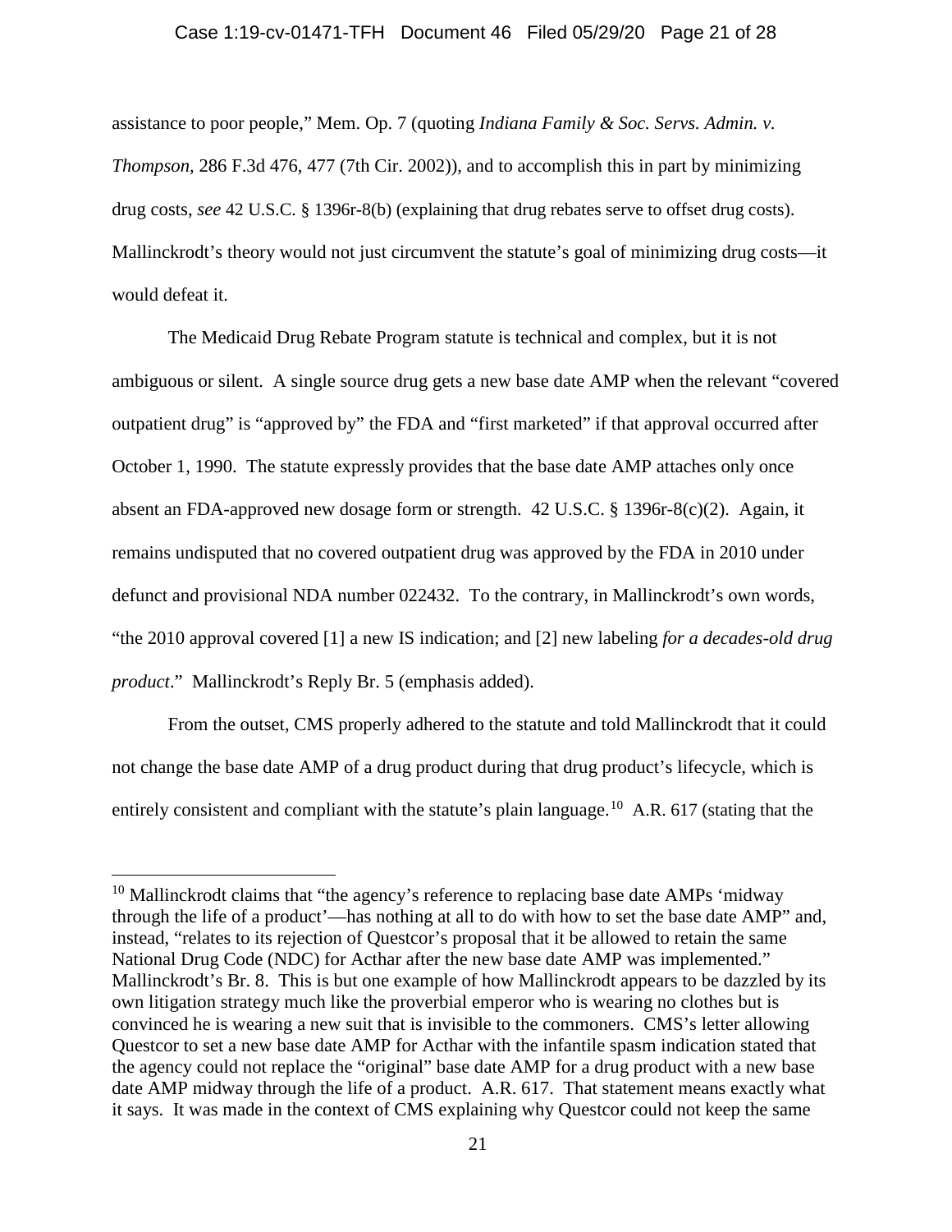assistance to poor people," Mem. Op. 7 (quoting *Indiana Family & Soc. Servs. Admin. v. Thompson*, 286 F.3d 476, 477 (7th Cir. 2002)), and to accomplish this in part by minimizing drug costs, *see* 42 U.S.C. § 1396r-8(b) (explaining that drug rebates serve to offset drug costs). Mallinckrodt's theory would not just circumvent the statute's goal of minimizing drug costs—it would defeat it.

The Medicaid Drug Rebate Program statute is technical and complex, but it is not ambiguous or silent. A single source drug gets a new base date AMP when the relevant "covered outpatient drug" is "approved by" the FDA and "first marketed" if that approval occurred after October 1, 1990. The statute expressly provides that the base date AMP attaches only once absent an FDA-approved new dosage form or strength. 42 U.S.C. § 1396r-8(c)(2). Again, it remains undisputed that no covered outpatient drug was approved by the FDA in 2010 under defunct and provisional NDA number 022432. To the contrary, in Mallinckrodt's own words, "the 2010 approval covered [1] a new IS indication; and [2] new labeling *for a decades-old drug product*." Mallinckrodt's Reply Br. 5 (emphasis added).

From the outset, CMS properly adhered to the statute and told Mallinckrodt that it could not change the base date AMP of a drug product during that drug product's lifecycle, which is entirely consistent and compliant with the statute's plain language.[10] A.R. 617 (stating that the

[10] Mallinckrodt claims that "the agency's reference to replacing base date AMPs 'midway through the life of a product'—has nothing at all to do with how to set the base date AMP" and, instead, "relates to its rejection of Questcor's proposal that it be allowed to retain the same National Drug Code (NDC) for Acthar after the new base date AMP was implemented." Mallinckrodt's Br. 8. This is but one example of how Mallinckrodt appears to be dazzled by its own litigation strategy much like the proverbial emperor who is wearing no clothes but is convinced he is wearing a new suit that is invisible to the commoners. CMS's letter allowing Questcor to set a new base date AMP for Acthar with the infantile spasm indication stated that the agency could not replace the "original" base date AMP for a drug product with a new base date AMP midway through the life of a product. A.R. 617. That statement means exactly what it says. It was made in the context of CMS explaining why Questcor could not keep the same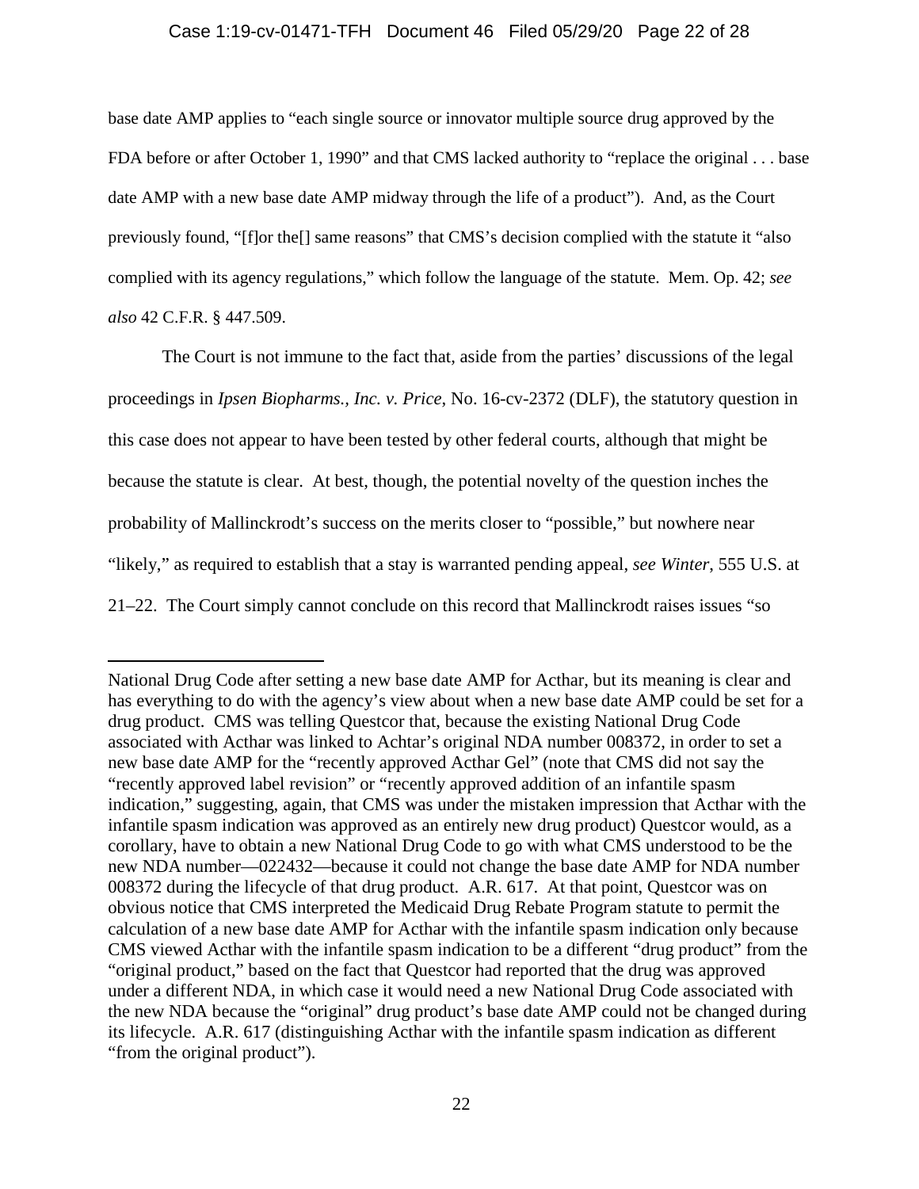base date AMP applies to "each single source or innovator multiple source drug approved by the FDA before or after October 1, 1990" and that CMS lacked authority to "replace the original . . . base date AMP with a new base date AMP midway through the life of a product"). And, as the Court previously found, "[f]or the[] same reasons" that CMS's decision complied with the statute it "also complied with its agency regulations," which follow the language of the statute. Mem. Op. 42; *see also* 42 C.F.R. § 447.509.

The Court is not immune to the fact that, aside from the parties' discussions of the legal proceedings in *Ipsen Biopharms., Inc. v. Price*, No. 16-cv-2372 (DLF), the statutory question in this case does not appear to have been tested by other federal courts, although that might be because the statute is clear. At best, though, the potential novelty of the question inches the probability of Mallinckrodt's success on the merits closer to "possible," but nowhere near "likely," as required to establish that a stay is warranted pending appeal, *see Winter*, 555 U.S. at 21–22. The Court simply cannot conclude on this record that Mallinckrodt raises issues "so

---

National Drug Code after setting a new base date AMP for Acthar, but its meaning is clear and has everything to do with the agency's view about when a new base date AMP could be set for a drug product. CMS was telling Questcor that, because the existing National Drug Code associated with Acthar was linked to Achtar's original NDA number 008372, in order to set a new base date AMP for the "recently approved Acthar Gel" (note that CMS did not say the "recently approved label revision" or "recently approved addition of an infantile spasm indication," suggesting, again, that CMS was under the mistaken impression that Acthar with the infantile spasm indication was approved as an entirely new drug product) Questcor would, as a corollary, have to obtain a new National Drug Code to go with what CMS understood to be the new NDA number—022432—because it could not change the base date AMP for NDA number 008372 during the lifecycle of that drug product. A.R. 617. At that point, Questcor was on obvious notice that CMS interpreted the Medicaid Drug Rebate Program statute to permit the calculation of a new base date AMP for Acthar with the infantile spasm indication only because CMS viewed Acthar with the infantile spasm indication to be a different "drug product" from the "original product," based on the fact that Questcor had reported that the drug was approved under a different NDA, in which case it would need a new National Drug Code associated with the new NDA because the "original" drug product's base date AMP could not be changed during its lifecycle. A.R. 617 (distinguishing Acthar with the infantile spasm indication as different "from the original product").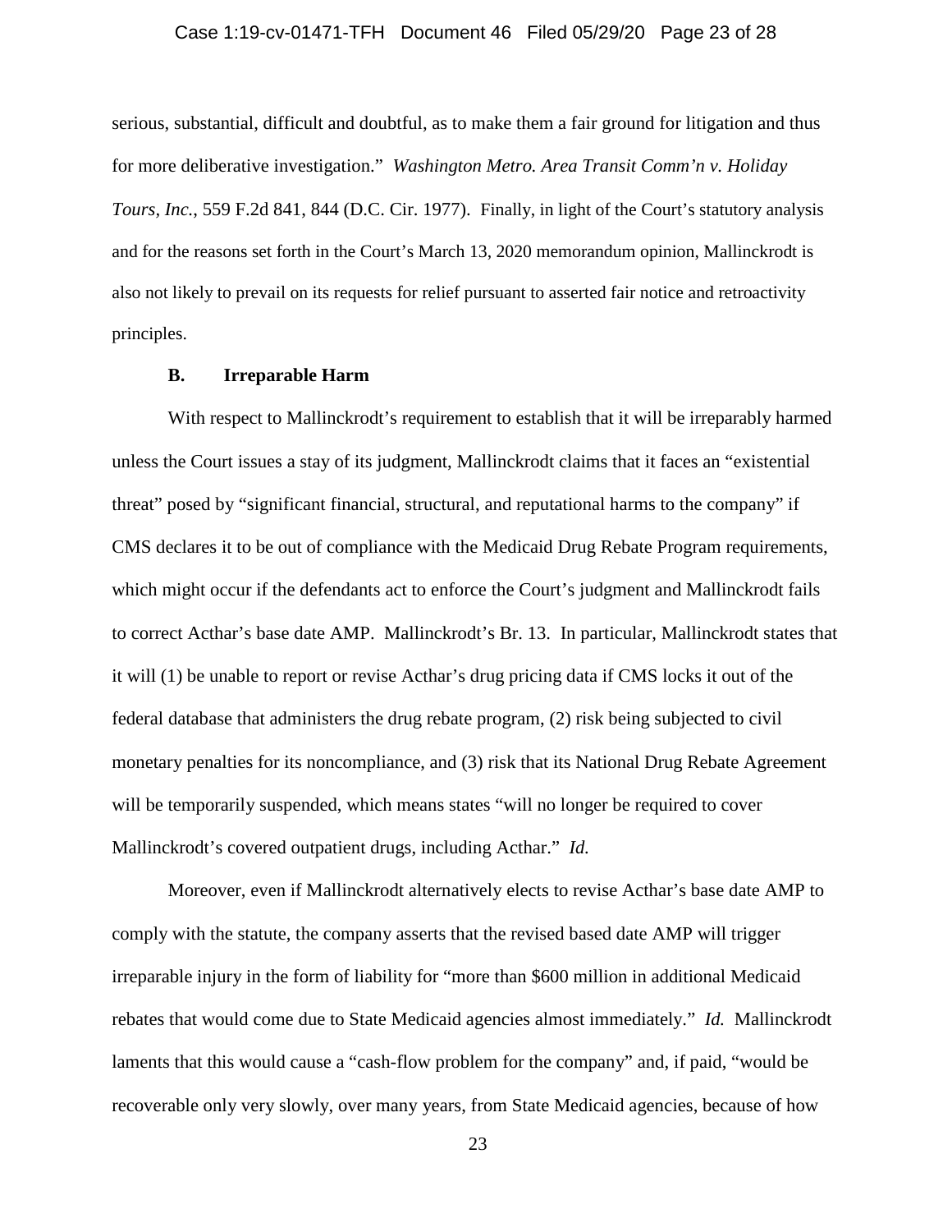serious, substantial, difficult and doubtful, as to make them a fair ground for litigation and thus for more deliberative investigation." *Washington Metro. Area Transit Comm'n v. Holiday Tours, Inc.*, 559 F.2d 841, 844 (D.C. Cir. 1977). Finally, in light of the Court's statutory analysis and for the reasons set forth in the Court's March 13, 2020 memorandum opinion, Mallinckrodt is also not likely to prevail on its requests for relief pursuant to asserted fair notice and retroactivity principles.

### B. Irreparable Harm

With respect to Mallinckrodt's requirement to establish that it will be irreparably harmed unless the Court issues a stay of its judgment, Mallinckrodt claims that it faces an "existential threat" posed by "significant financial, structural, and reputational harms to the company" if CMS declares it to be out of compliance with the Medicaid Drug Rebate Program requirements, which might occur if the defendants act to enforce the Court's judgment and Mallinckrodt fails to correct Acthar's base date AMP. Mallinckrodt's Br. 13. In particular, Mallinckrodt states that it will (1) be unable to report or revise Acthar's drug pricing data if CMS locks it out of the federal database that administers the drug rebate program, (2) risk being subjected to civil monetary penalties for its noncompliance, and (3) risk that its National Drug Rebate Agreement will be temporarily suspended, which means states "will no longer be required to cover Mallinckrodt's covered outpatient drugs, including Acthar." *Id.*

Moreover, even if Mallinckrodt alternatively elects to revise Acthar's base date AMP to comply with the statute, the company asserts that the revised based date AMP will trigger irreparable injury in the form of liability for "more than $600 million in additional Medicaid rebates that would come due to State Medicaid agencies almost immediately." *Id.* Mallinckrodt laments that this would cause a "cash-flow problem for the company" and, if paid, "would be recoverable only very slowly, over many years, from State Medicaid agencies, because of how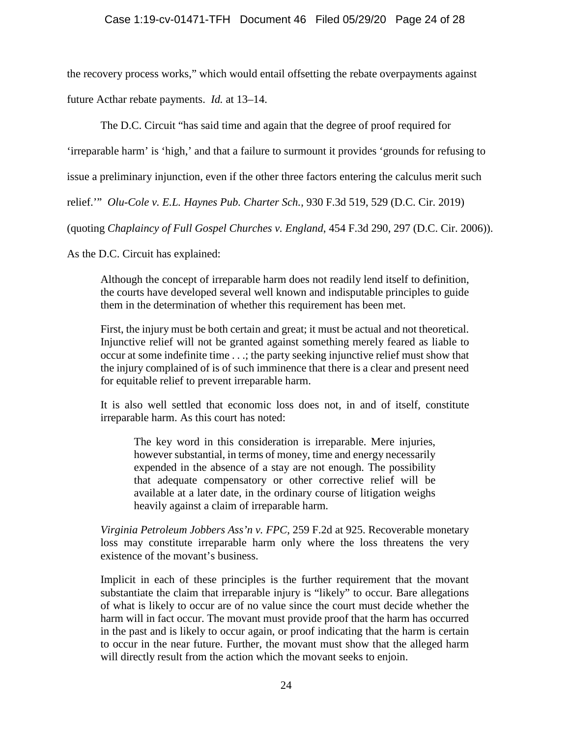the recovery process works," which would entail offsetting the rebate overpayments against future Acthar rebate payments. *Id.* at 13–14.

The D.C. Circuit "has said time and again that the degree of proof required for 'irreparable harm' is 'high,' and that a failure to surmount it provides 'grounds for refusing to issue a preliminary injunction, even if the other three factors entering the calculus merit such relief.'" *Olu-Cole v. E.L. Haynes Pub. Charter Sch.*, 930 F.3d 519, 529 (D.C. Cir. 2019) (quoting *Chaplaincy of Full Gospel Churches v. England*, 454 F.3d 290, 297 (D.C. Cir. 2006)). As the D.C. Circuit has explained:

> Although the concept of irreparable harm does not readily lend itself to definition, the courts have developed several well known and indisputable principles to guide them in the determination of whether this requirement has been met.
>
> First, the injury must be both certain and great; it must be actual and not theoretical. Injunctive relief will not be granted against something merely feared as liable to occur at some indefinite time . . .; the party seeking injunctive relief must show that the injury complained of is of such imminence that there is a clear and present need for equitable relief to prevent irreparable harm.
>
> It is also well settled that economic loss does not, in and of itself, constitute irreparable harm. As this court has noted:
>
> > The key word in this consideration is irreparable. Mere injuries, however substantial, in terms of money, time and energy necessarily expended in the absence of a stay are not enough. The possibility that adequate compensatory or other corrective relief will be available at a later date, in the ordinary course of litigation weighs heavily against a claim of irreparable harm.
>
> *Virginia Petroleum Jobbers Ass'n v. FPC*, 259 F.2d at 925. Recoverable monetary loss may constitute irreparable harm only where the loss threatens the very existence of the movant's business.
>
> Implicit in each of these principles is the further requirement that the movant substantiate the claim that irreparable injury is "likely" to occur. Bare allegations of what is likely to occur are of no value since the court must decide whether the harm will in fact occur. The movant must provide proof that the harm has occurred in the past and is likely to occur again, or proof indicating that the harm is certain to occur in the near future. Further, the movant must show that the alleged harm will directly result from the action which the movant seeks to enjoin.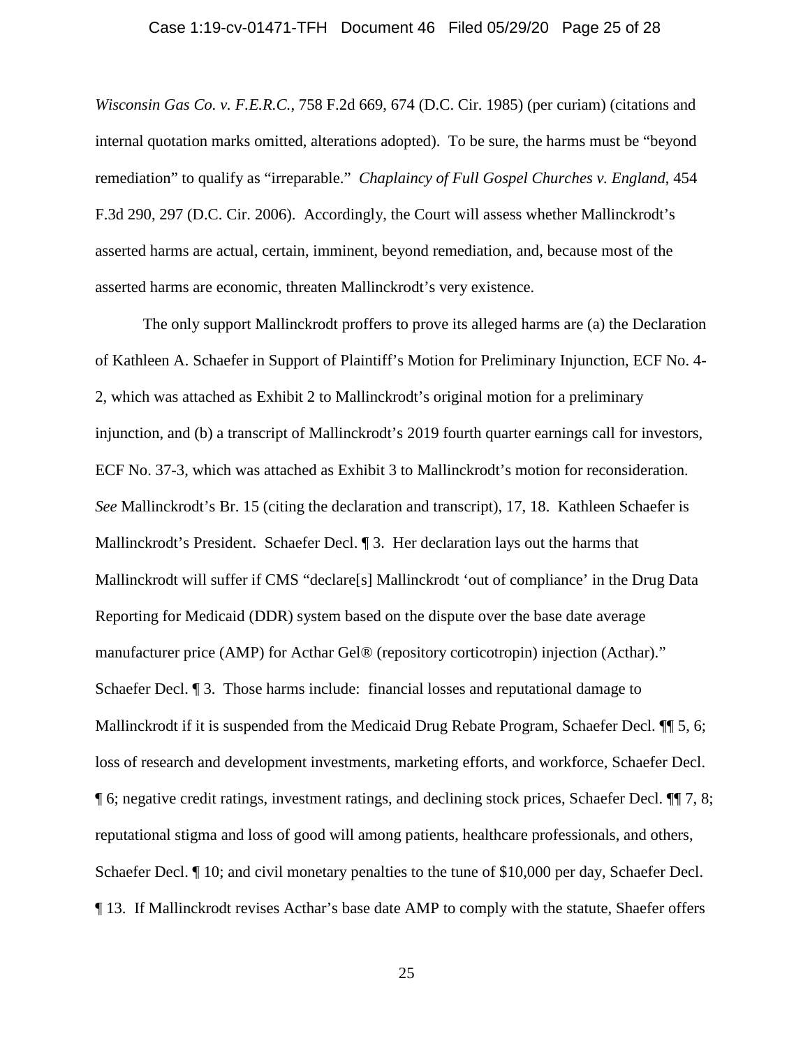*Wisconsin Gas Co. v. F.E.R.C.*, 758 F.2d 669, 674 (D.C. Cir. 1985) (per curiam) (citations and internal quotation marks omitted, alterations adopted). To be sure, the harms must be "beyond remediation" to qualify as "irreparable." *Chaplaincy of Full Gospel Churches v. England*, 454 F.3d 290, 297 (D.C. Cir. 2006). Accordingly, the Court will assess whether Mallinckrodt's asserted harms are actual, certain, imminent, beyond remediation, and, because most of the asserted harms are economic, threaten Mallinckrodt's very existence.

The only support Mallinckrodt proffers to prove its alleged harms are (a) the Declaration of Kathleen A. Schaefer in Support of Plaintiff's Motion for Preliminary Injunction, ECF No. 4-2, which was attached as Exhibit 2 to Mallinckrodt's original motion for a preliminary injunction, and (b) a transcript of Mallinckrodt's 2019 fourth quarter earnings call for investors, ECF No. 37-3, which was attached as Exhibit 3 to Mallinckrodt's motion for reconsideration. *See* Mallinckrodt's Br. 15 (citing the declaration and transcript), 17, 18. Kathleen Schaefer is Mallinckrodt's President. Schaefer Decl. ¶ 3. Her declaration lays out the harms that Mallinckrodt will suffer if CMS "declare[s] Mallinckrodt 'out of compliance' in the Drug Data Reporting for Medicaid (DDR) system based on the dispute over the base date average manufacturer price (AMP) for Acthar Gel® (repository corticotropin) injection (Acthar)." Schaefer Decl. ¶ 3. Those harms include: financial losses and reputational damage to Mallinckrodt if it is suspended from the Medicaid Drug Rebate Program, Schaefer Decl. ¶¶ 5, 6; loss of research and development investments, marketing efforts, and workforce, Schaefer Decl. ¶ 6; negative credit ratings, investment ratings, and declining stock prices, Schaefer Decl. ¶¶ 7, 8; reputational stigma and loss of good will among patients, healthcare professionals, and others, Schaefer Decl. ¶ 10; and civil monetary penalties to the tune of $10,000 per day, Schaefer Decl. ¶ 13. If Mallinckrodt revises Acthar's base date AMP to comply with the statute, Shaefer offers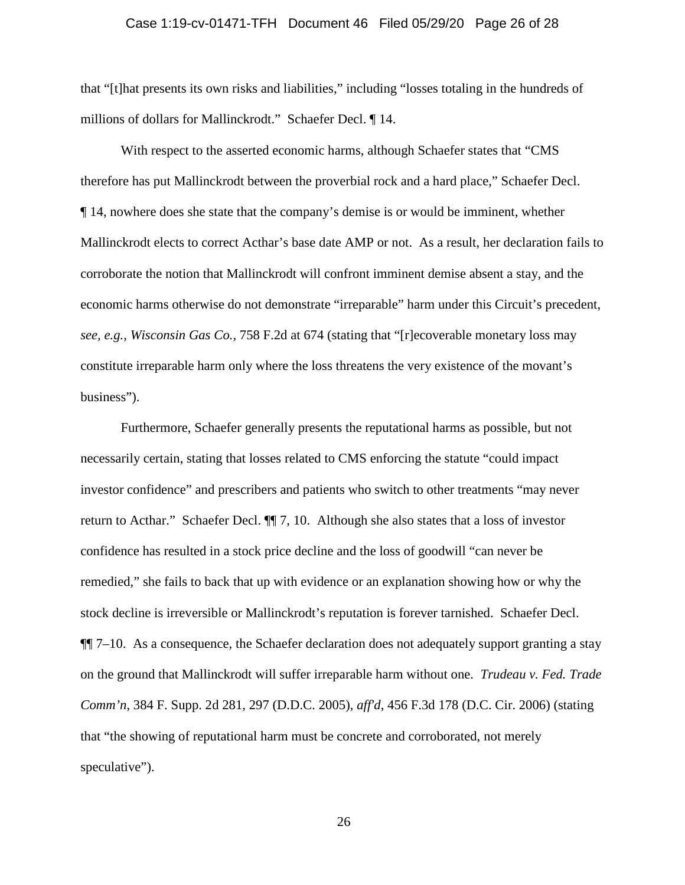that "[t]hat presents its own risks and liabilities," including "losses totaling in the hundreds of millions of dollars for Mallinckrodt." Schaefer Decl. ¶ 14.

With respect to the asserted economic harms, although Schaefer states that "CMS therefore has put Mallinckrodt between the proverbial rock and a hard place," Schaefer Decl. ¶ 14, nowhere does she state that the company's demise is or would be imminent, whether Mallinckrodt elects to correct Acthar's base date AMP or not. As a result, her declaration fails to corroborate the notion that Mallinckrodt will confront imminent demise absent a stay, and the economic harms otherwise do not demonstrate "irreparable" harm under this Circuit's precedent, *see, e.g.*, *Wisconsin Gas Co.*, 758 F.2d at 674 (stating that "[r]ecoverable monetary loss may constitute irreparable harm only where the loss threatens the very existence of the movant's business").

Furthermore, Schaefer generally presents the reputational harms as possible, but not necessarily certain, stating that losses related to CMS enforcing the statute "could impact investor confidence" and prescribers and patients who switch to other treatments "may never return to Acthar." Schaefer Decl. ¶¶ 7, 10. Although she also states that a loss of investor confidence has resulted in a stock price decline and the loss of goodwill "can never be remedied," she fails to back that up with evidence or an explanation showing how or why the stock decline is irreversible or Mallinckrodt's reputation is forever tarnished. Schaefer Decl. ¶¶ 7–10. As a consequence, the Schaefer declaration does not adequately support granting a stay on the ground that Mallinckrodt will suffer irreparable harm without one. *Trudeau v. Fed. Trade Comm'n*, 384 F. Supp. 2d 281, 297 (D.D.C. 2005), *aff'd*, 456 F.3d 178 (D.C. Cir. 2006) (stating that "the showing of reputational harm must be concrete and corroborated, not merely speculative").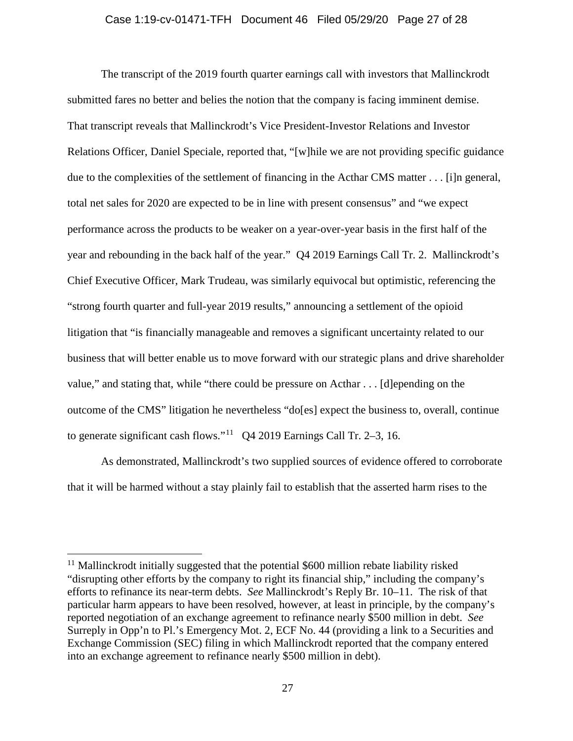The transcript of the 2019 fourth quarter earnings call with investors that Mallinckrodt submitted fares no better and belies the notion that the company is facing imminent demise. That transcript reveals that Mallinckrodt's Vice President-Investor Relations and Investor Relations Officer, Daniel Speciale, reported that, "[w]hile we are not providing specific guidance due to the complexities of the settlement of financing in the Acthar CMS matter . . . [i]n general, total net sales for 2020 are expected to be in line with present consensus" and "we expect performance across the products to be weaker on a year-over-year basis in the first half of the year and rebounding in the back half of the year." Q4 2019 Earnings Call Tr. 2. Mallinckrodt's Chief Executive Officer, Mark Trudeau, was similarly equivocal but optimistic, referencing the "strong fourth quarter and full-year 2019 results," announcing a settlement of the opioid litigation that "is financially manageable and removes a significant uncertainty related to our business that will better enable us to move forward with our strategic plans and drive shareholder value," and stating that, while "there could be pressure on Acthar . . . [d]epending on the outcome of the CMS" litigation he nevertheless "do[es] expect the business to, overall, continue to generate significant cash flows."[11] Q4 2019 Earnings Call Tr. 2–3, 16.

As demonstrated, Mallinckrodt's two supplied sources of evidence offered to corroborate that it will be harmed without a stay plainly fail to establish that the asserted harm rises to the

---

[11] Mallinckrodt initially suggested that the potential $600 million rebate liability risked "disrupting other efforts by the company to right its financial ship," including the company's efforts to refinance its near-term debts. *See* Mallinckrodt's Reply Br. 10–11. The risk of that particular harm appears to have been resolved, however, at least in principle, by the company's reported negotiation of an exchange agreement to refinance nearly $500 million in debt. *See* Surreply in Opp'n to Pl.'s Emergency Mot. 2, ECF No. 44 (providing a link to a Securities and Exchange Commission (SEC) filing in which Mallinckrodt reported that the company entered into an exchange agreement to refinance nearly $500 million in debt).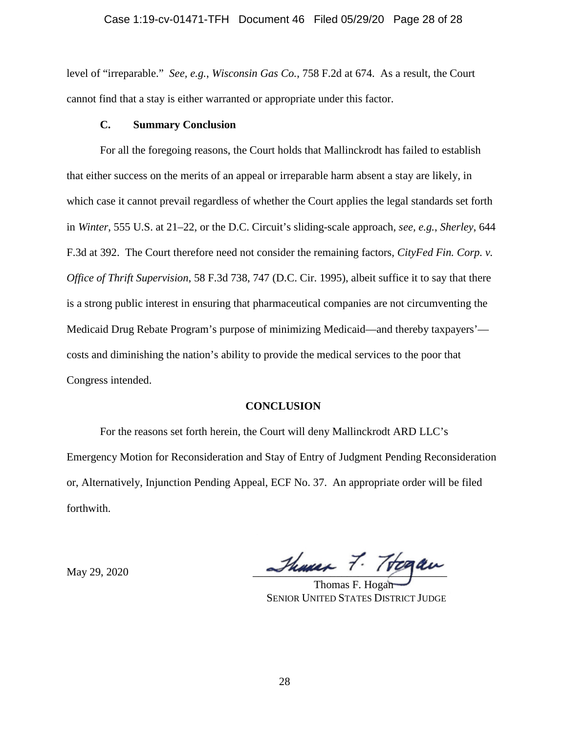level of "irreparable." *See, e.g.*, *Wisconsin Gas Co.*, 758 F.2d at 674. As a result, the Court cannot find that a stay is either warranted or appropriate under this factor.

### C. Summary Conclusion

For all the foregoing reasons, the Court holds that Mallinckrodt has failed to establish that either success on the merits of an appeal or irreparable harm absent a stay are likely, in which case it cannot prevail regardless of whether the Court applies the legal standards set forth in *Winter*, 555 U.S. at 21–22, or the D.C. Circuit's sliding-scale approach, *see, e.g.*, *Sherley*, 644 F.3d at 392. The Court therefore need not consider the remaining factors, *CityFed Fin. Corp. v. Office of Thrift Supervision*, 58 F.3d 738, 747 (D.C. Cir. 1995), albeit suffice it to say that there is a strong public interest in ensuring that pharmaceutical companies are not circumventing the Medicaid Drug Rebate Program's purpose of minimizing Medicaid—and thereby taxpayers'—costs and diminishing the nation's ability to provide the medical services to the poor that Congress intended.

## CONCLUSION

For the reasons set forth herein, the Court will deny Mallinckrodt ARD LLC's Emergency Motion for Reconsideration and Stay of Entry of Judgment Pending Reconsideration or, Alternatively, Injunction Pending Appeal, ECF No. 37. An appropriate order will be filed forthwith.

May 29, 2020

Thomas F. Hogan
SENIOR UNITED STATES DISTRICT JUDGE